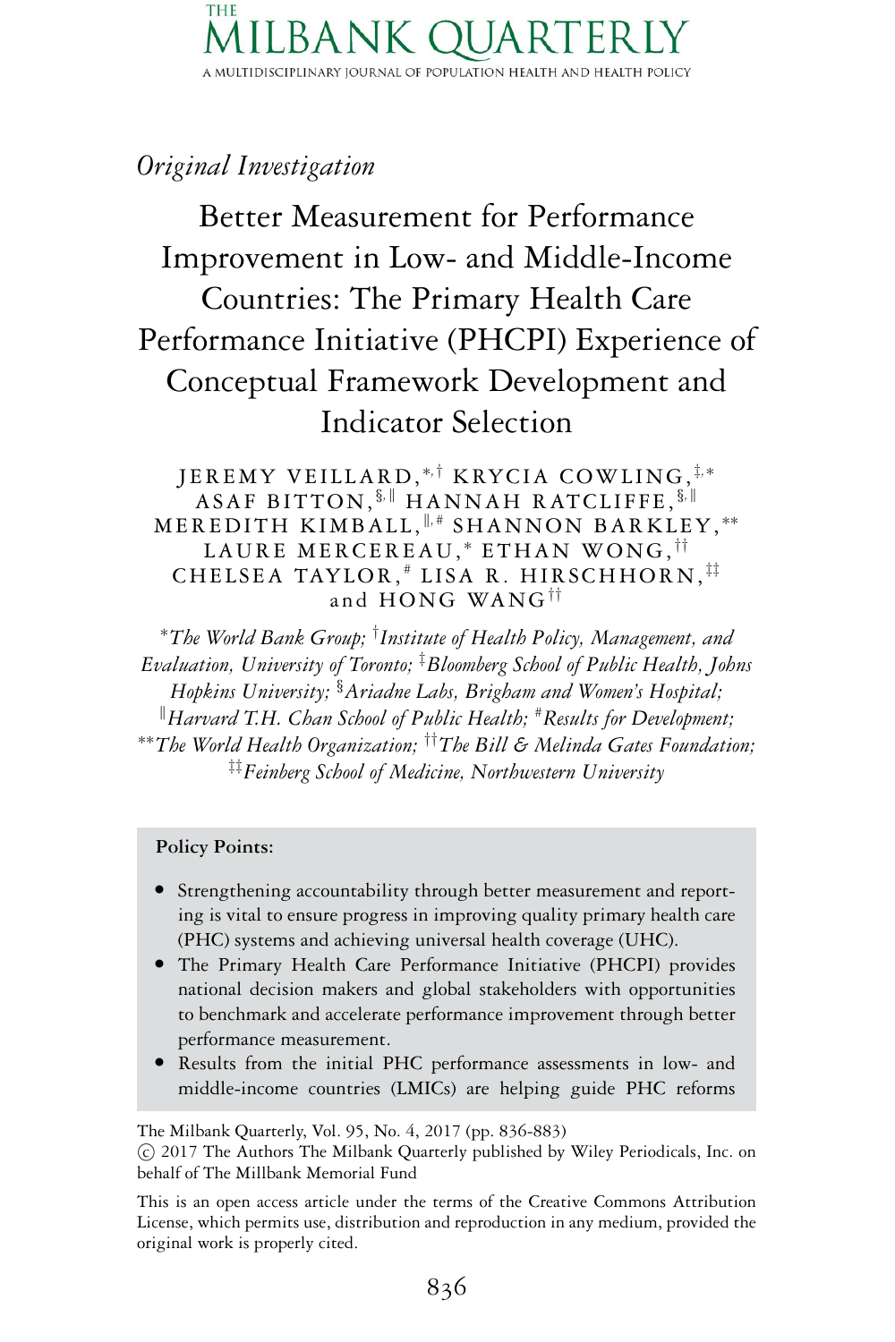# THE MILBANK QUARTERLY

A MULTIDISCIPLINARY JOURNAL OF POPULATION HEALTH AND HEALTH POLICY

*Original Investigation*

## Better Measurement for Performance Improvement in Low- and Middle-Income Countries: The Primary Health Care Performance Initiative (PHCPI) Experience of Conceptual Framework Development and Indicator Selection

JEREMY VEILLARD,[*,†] KRYCIA COWLING,[‡,*] ASAF BITTON,[§,‖] HANNAH RATCLIFFE,[§,‖] MEREDITH KIMBALL,[‖,#] SHANNON BARKLEY,[**] LAURE MERCEREAU,[*] ETHAN WONG,[††] CHELSEA TAYLOR,[#] LISA R. HIRSCHHORN,[‡‡] and HONG WANG[††]

[*]*The World Bank Group;* [†]*Institute of Health Policy, Management, and Evaluation, University of Toronto;* [‡]*Bloomberg School of Public Health, Johns Hopkins University;* [§]*Ariadne Labs, Brigham and Women's Hospital;* [‖]*Harvard T.H. Chan School of Public Health;* [#]*Results for Development;* [**]*The World Health Organization;* [††]*The Bill & Melinda Gates Foundation;* [‡‡]*Feinberg School of Medicine, Northwestern University*

**Policy Points:**

- Strengthening accountability through better measurement and reporting is vital to ensure progress in improving quality primary health care (PHC) systems and achieving universal health coverage (UHC).
- The Primary Health Care Performance Initiative (PHCPI) provides national decision makers and global stakeholders with opportunities to benchmark and accelerate performance improvement through better performance measurement.
- Results from the initial PHC performance assessments in low- and middle-income countries (LMICs) are helping guide PHC reforms

The Milbank Quarterly, Vol. 95, No. 4, 2017 (pp. 836-883)
© 2017 The Authors The Milbank Quarterly published by Wiley Periodicals, Inc. on behalf of The Millbank Memorial Fund

This is an open access article under the terms of the Creative Commons Attribution License, which permits use, distribution and reproduction in any medium, provided the original work is properly cited.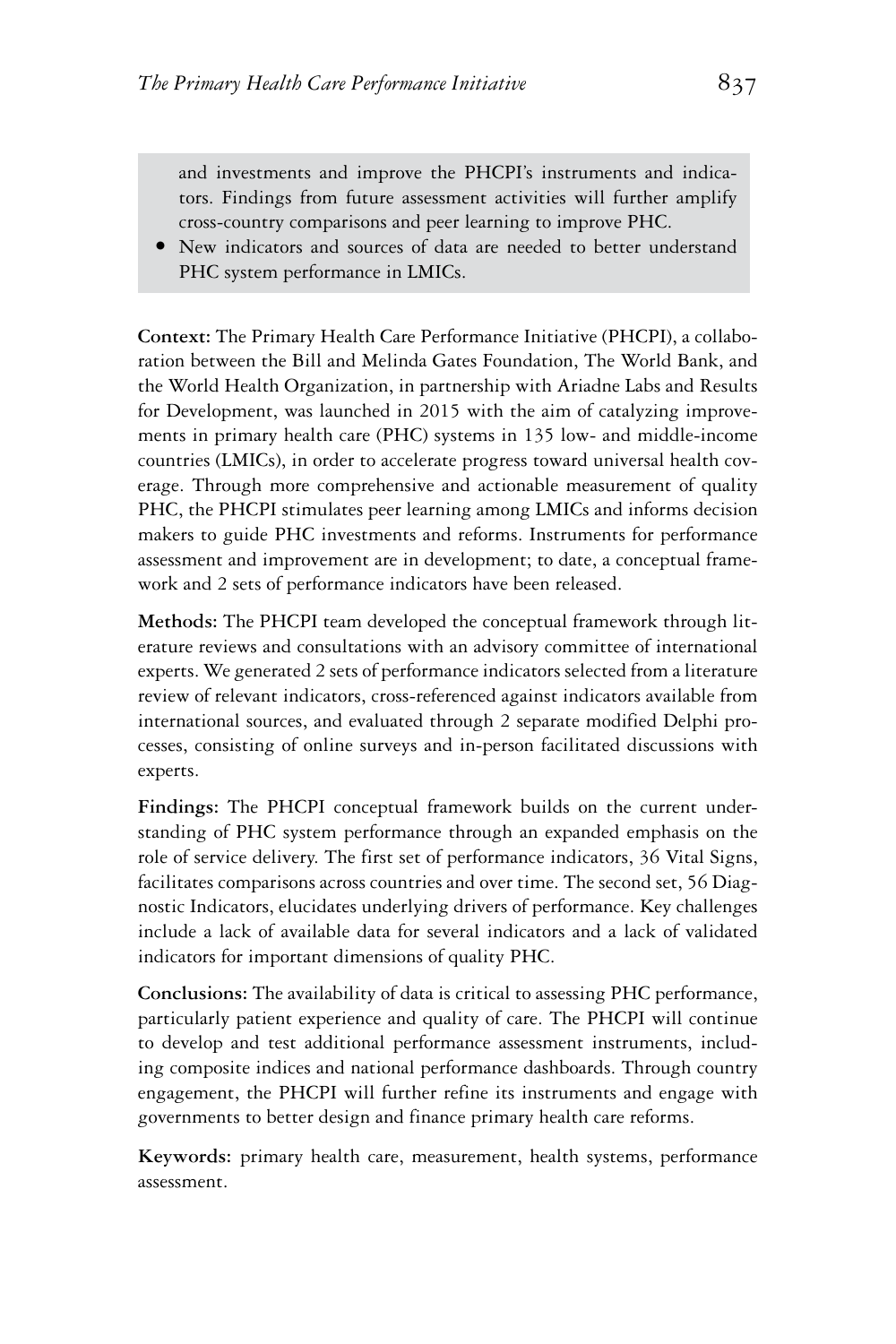and investments and improve the PHCPI's instruments and indicators. Findings from future assessment activities will further amplify cross-country comparisons and peer learning to improve PHC.

- New indicators and sources of data are needed to better understand PHC system performance in LMICs.

**Context:** The Primary Health Care Performance Initiative (PHCPI), a collaboration between the Bill and Melinda Gates Foundation, The World Bank, and the World Health Organization, in partnership with Ariadne Labs and Results for Development, was launched in 2015 with the aim of catalyzing improvements in primary health care (PHC) systems in 135 low- and middle-income countries (LMICs), in order to accelerate progress toward universal health coverage. Through more comprehensive and actionable measurement of quality PHC, the PHCPI stimulates peer learning among LMICs and informs decision makers to guide PHC investments and reforms. Instruments for performance assessment and improvement are in development; to date, a conceptual framework and 2 sets of performance indicators have been released.

**Methods:** The PHCPI team developed the conceptual framework through literature reviews and consultations with an advisory committee of international experts. We generated 2 sets of performance indicators selected from a literature review of relevant indicators, cross-referenced against indicators available from international sources, and evaluated through 2 separate modified Delphi processes, consisting of online surveys and in-person facilitated discussions with experts.

**Findings:** The PHCPI conceptual framework builds on the current understanding of PHC system performance through an expanded emphasis on the role of service delivery. The first set of performance indicators, 36 Vital Signs, facilitates comparisons across countries and over time. The second set, 56 Diagnostic Indicators, elucidates underlying drivers of performance. Key challenges include a lack of available data for several indicators and a lack of validated indicators for important dimensions of quality PHC.

**Conclusions:** The availability of data is critical to assessing PHC performance, particularly patient experience and quality of care. The PHCPI will continue to develop and test additional performance assessment instruments, including composite indices and national performance dashboards. Through country engagement, the PHCPI will further refine its instruments and engage with governments to better design and finance primary health care reforms.

**Keywords:** primary health care, measurement, health systems, performance assessment.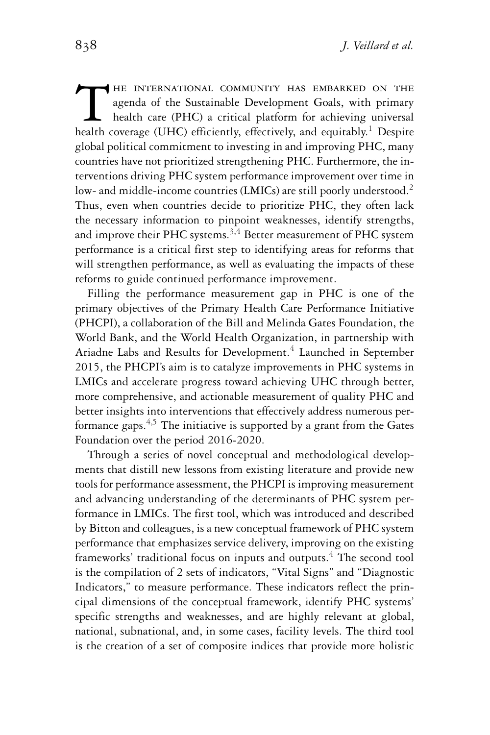The international community has embarked on the agenda of the Sustainable Development Goals, with primary health care (PHC) a critical platform for achieving universal health coverage (UHC) efficiently, effectively, and equitably.[1] Despite global political commitment to investing in and improving PHC, many countries have not prioritized strengthening PHC. Furthermore, the interventions driving PHC system performance improvement over time in low- and middle-income countries (LMICs) are still poorly understood.[2] Thus, even when countries decide to prioritize PHC, they often lack the necessary information to pinpoint weaknesses, identify strengths, and improve their PHC systems.[3,4] Better measurement of PHC system performance is a critical first step to identifying areas for reforms that will strengthen performance, as well as evaluating the impacts of these reforms to guide continued performance improvement.

Filling the performance measurement gap in PHC is one of the primary objectives of the Primary Health Care Performance Initiative (PHCPI), a collaboration of the Bill and Melinda Gates Foundation, the World Bank, and the World Health Organization, in partnership with Ariadne Labs and Results for Development.[4] Launched in September 2015, the PHCPI's aim is to catalyze improvements in PHC systems in LMICs and accelerate progress toward achieving UHC through better, more comprehensive, and actionable measurement of quality PHC and better insights into interventions that effectively address numerous performance gaps.[4,5] The initiative is supported by a grant from the Gates Foundation over the period 2016-2020.

Through a series of novel conceptual and methodological developments that distill new lessons from existing literature and provide new tools for performance assessment, the PHCPI is improving measurement and advancing understanding of the determinants of PHC system performance in LMICs. The first tool, which was introduced and described by Bitton and colleagues, is a new conceptual framework of PHC system performance that emphasizes service delivery, improving on the existing frameworks' traditional focus on inputs and outputs.[4] The second tool is the compilation of 2 sets of indicators, "Vital Signs" and "Diagnostic Indicators," to measure performance. These indicators reflect the principal dimensions of the conceptual framework, identify PHC systems' specific strengths and weaknesses, and are highly relevant at global, national, subnational, and, in some cases, facility levels. The third tool is the creation of a set of composite indices that provide more holistic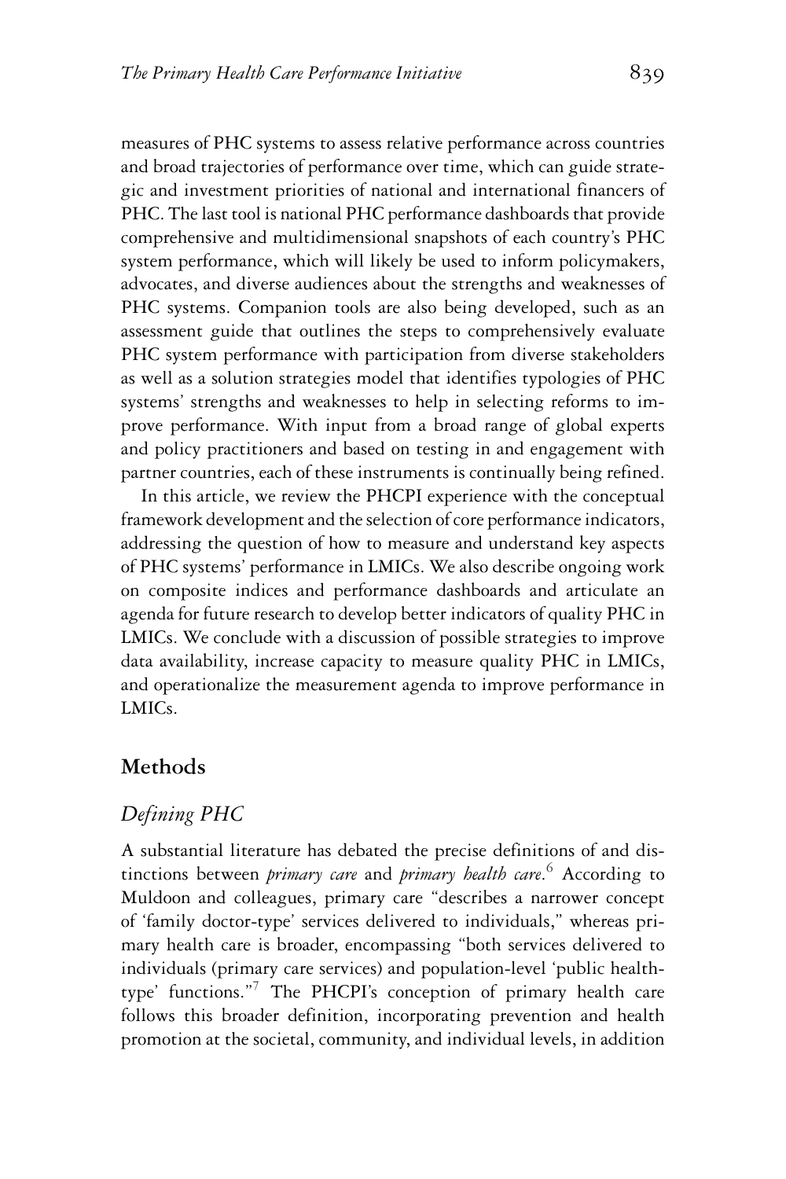measures of PHC systems to assess relative performance across countries and broad trajectories of performance over time, which can guide strategic and investment priorities of national and international financers of PHC. The last tool is national PHC performance dashboards that provide comprehensive and multidimensional snapshots of each country's PHC system performance, which will likely be used to inform policymakers, advocates, and diverse audiences about the strengths and weaknesses of PHC systems. Companion tools are also being developed, such as an assessment guide that outlines the steps to comprehensively evaluate PHC system performance with participation from diverse stakeholders as well as a solution strategies model that identifies typologies of PHC systems' strengths and weaknesses to help in selecting reforms to improve performance. With input from a broad range of global experts and policy practitioners and based on testing in and engagement with partner countries, each of these instruments is continually being refined.

In this article, we review the PHCPI experience with the conceptual framework development and the selection of core performance indicators, addressing the question of how to measure and understand key aspects of PHC systems' performance in LMICs. We also describe ongoing work on composite indices and performance dashboards and articulate an agenda for future research to develop better indicators of quality PHC in LMICs. We conclude with a discussion of possible strategies to improve data availability, increase capacity to measure quality PHC in LMICs, and operationalize the measurement agenda to improve performance in LMICs.

## Methods

### *Defining PHC*

A substantial literature has debated the precise definitions of and distinctions between *primary care* and *primary health care*.[6] According to Muldoon and colleagues, primary care "describes a narrower concept of 'family doctor-type' services delivered to individuals," whereas primary health care is broader, encompassing "both services delivered to individuals (primary care services) and population-level 'public health-type' functions."[7] The PHCPI's conception of primary health care follows this broader definition, incorporating prevention and health promotion at the societal, community, and individual levels, in addition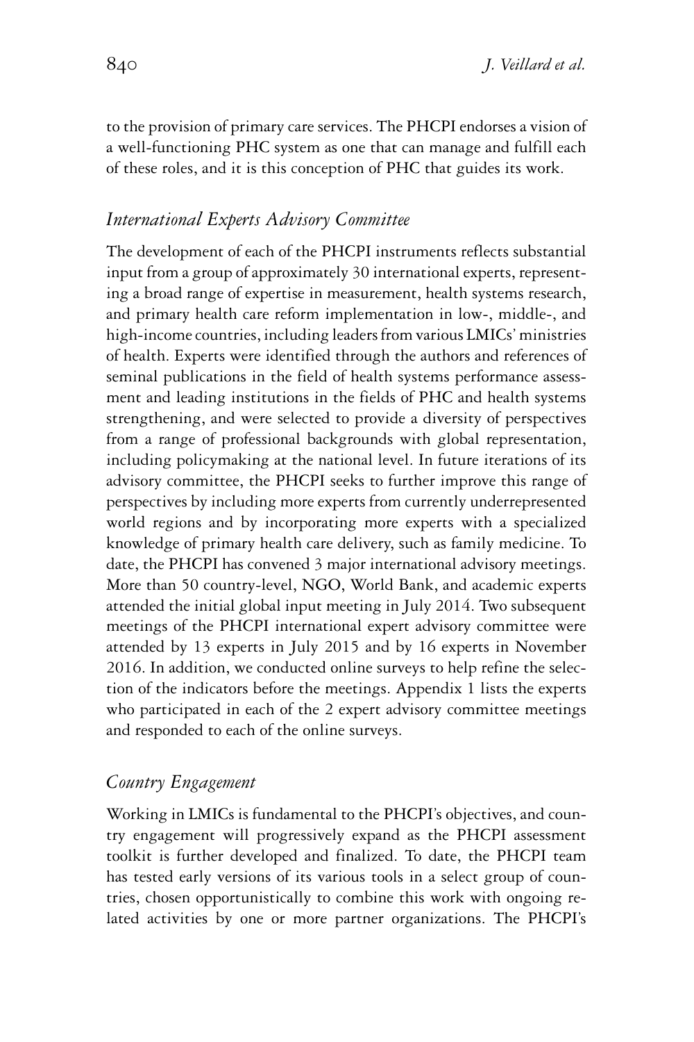to the provision of primary care services. The PHCPI endorses a vision of a well-functioning PHC system as one that can manage and fulfill each of these roles, and it is this conception of PHC that guides its work.

### *International Experts Advisory Committee*

The development of each of the PHCPI instruments reflects substantial input from a group of approximately 30 international experts, representing a broad range of expertise in measurement, health systems research, and primary health care reform implementation in low-, middle-, and high-income countries, including leaders from various LMICs' ministries of health. Experts were identified through the authors and references of seminal publications in the field of health systems performance assessment and leading institutions in the fields of PHC and health systems strengthening, and were selected to provide a diversity of perspectives from a range of professional backgrounds with global representation, including policymaking at the national level. In future iterations of its advisory committee, the PHCPI seeks to further improve this range of perspectives by including more experts from currently underrepresented world regions and by incorporating more experts with a specialized knowledge of primary health care delivery, such as family medicine. To date, the PHCPI has convened 3 major international advisory meetings. More than 50 country-level, NGO, World Bank, and academic experts attended the initial global input meeting in July 2014. Two subsequent meetings of the PHCPI international expert advisory committee were attended by 13 experts in July 2015 and by 16 experts in November 2016. In addition, we conducted online surveys to help refine the selection of the indicators before the meetings. Appendix 1 lists the experts who participated in each of the 2 expert advisory committee meetings and responded to each of the online surveys.

### *Country Engagement*

Working in LMICs is fundamental to the PHCPI's objectives, and country engagement will progressively expand as the PHCPI assessment toolkit is further developed and finalized. To date, the PHCPI team has tested early versions of its various tools in a select group of countries, chosen opportunistically to combine this work with ongoing related activities by one or more partner organizations. The PHCPI's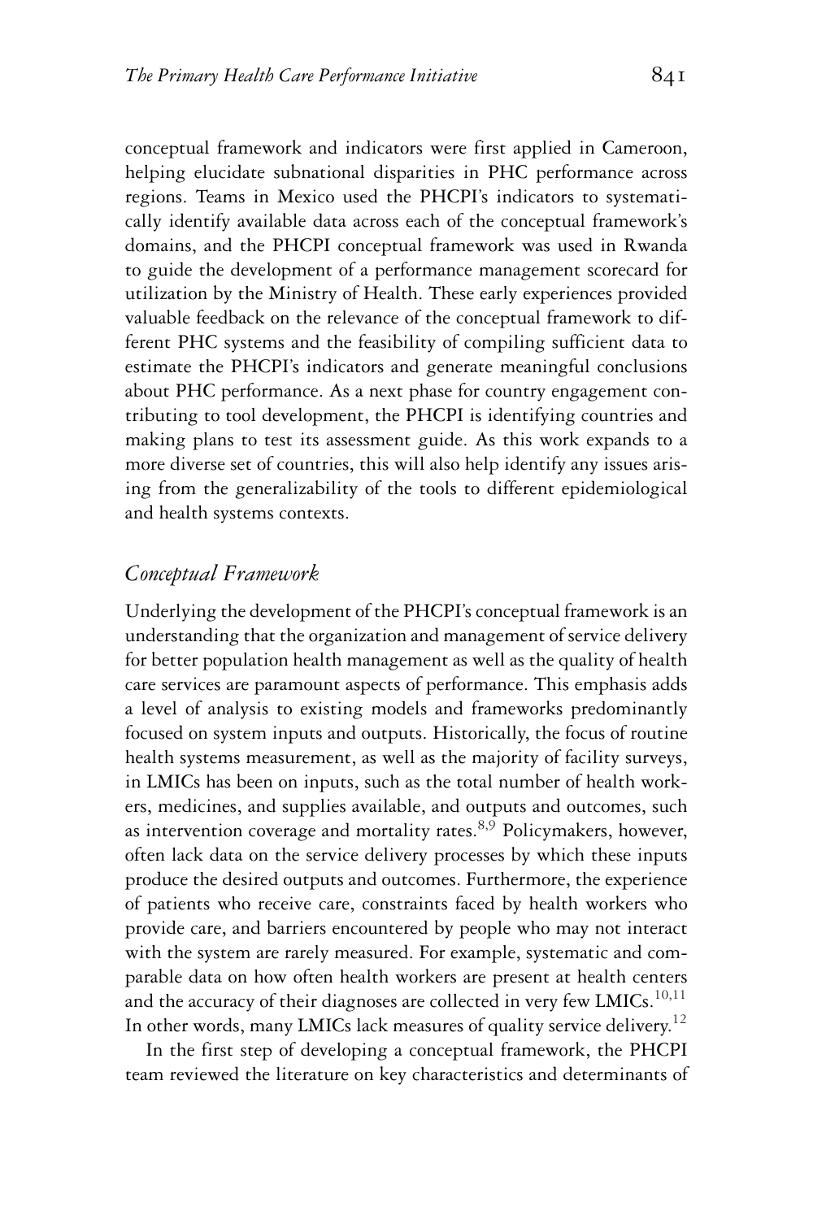conceptual framework and indicators were first applied in Cameroon, helping elucidate subnational disparities in PHC performance across regions. Teams in Mexico used the PHCPI's indicators to systematically identify available data across each of the conceptual framework's domains, and the PHCPI conceptual framework was used in Rwanda to guide the development of a performance management scorecard for utilization by the Ministry of Health. These early experiences provided valuable feedback on the relevance of the conceptual framework to different PHC systems and the feasibility of compiling sufficient data to estimate the PHCPI's indicators and generate meaningful conclusions about PHC performance. As a next phase for country engagement contributing to tool development, the PHCPI is identifying countries and making plans to test its assessment guide. As this work expands to a more diverse set of countries, this will also help identify any issues arising from the generalizability of the tools to different epidemiological and health systems contexts.

## *Conceptual Framework*

Underlying the development of the PHCPI's conceptual framework is an understanding that the organization and management of service delivery for better population health management as well as the quality of health care services are paramount aspects of performance. This emphasis adds a level of analysis to existing models and frameworks predominantly focused on system inputs and outputs. Historically, the focus of routine health systems measurement, as well as the majority of facility surveys, in LMICs has been on inputs, such as the total number of health workers, medicines, and supplies available, and outputs and outcomes, such as intervention coverage and mortality rates.[8,9] Policymakers, however, often lack data on the service delivery processes by which these inputs produce the desired outputs and outcomes. Furthermore, the experience of patients who receive care, constraints faced by health workers who provide care, and barriers encountered by people who may not interact with the system are rarely measured. For example, systematic and comparable data on how often health workers are present at health centers and the accuracy of their diagnoses are collected in very few LMICs.[10,11] In other words, many LMICs lack measures of quality service delivery.[12]

In the first step of developing a conceptual framework, the PHCPI team reviewed the literature on key characteristics and determinants of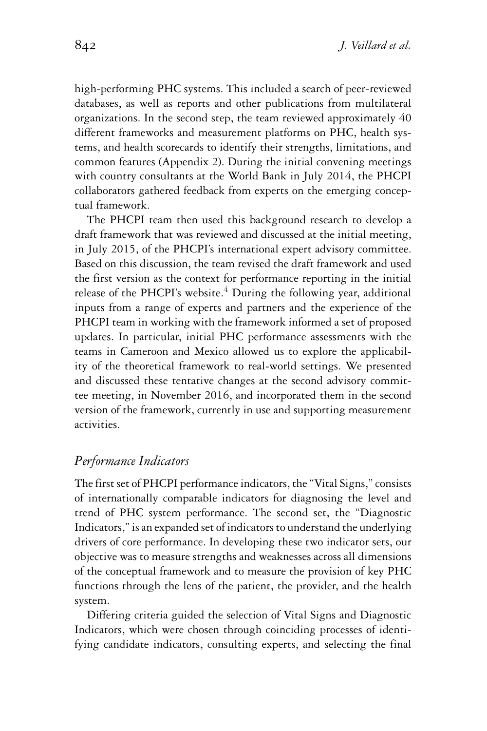high-performing PHC systems. This included a search of peer-reviewed databases, as well as reports and other publications from multilateral organizations. In the second step, the team reviewed approximately 40 different frameworks and measurement platforms on PHC, health systems, and health scorecards to identify their strengths, limitations, and common features (Appendix 2). During the initial convening meetings with country consultants at the World Bank in July 2014, the PHCPI collaborators gathered feedback from experts on the emerging conceptual framework.

The PHCPI team then used this background research to develop a draft framework that was reviewed and discussed at the initial meeting, in July 2015, of the PHCPI's international expert advisory committee. Based on this discussion, the team revised the draft framework and used the first version as the context for performance reporting in the initial release of the PHCPI's website.[4] During the following year, additional inputs from a range of experts and partners and the experience of the PHCPI team in working with the framework informed a set of proposed updates. In particular, initial PHC performance assessments with the teams in Cameroon and Mexico allowed us to explore the applicability of the theoretical framework to real-world settings. We presented and discussed these tentative changes at the second advisory committee meeting, in November 2016, and incorporated them in the second version of the framework, currently in use and supporting measurement activities.

## *Performance Indicators*

The first set of PHCPI performance indicators, the "Vital Signs," consists of internationally comparable indicators for diagnosing the level and trend of PHC system performance. The second set, the "Diagnostic Indicators," is an expanded set of indicators to understand the underlying drivers of core performance. In developing these two indicator sets, our objective was to measure strengths and weaknesses across all dimensions of the conceptual framework and to measure the provision of key PHC functions through the lens of the patient, the provider, and the health system.

Differing criteria guided the selection of Vital Signs and Diagnostic Indicators, which were chosen through coinciding processes of identifying candidate indicators, consulting experts, and selecting the final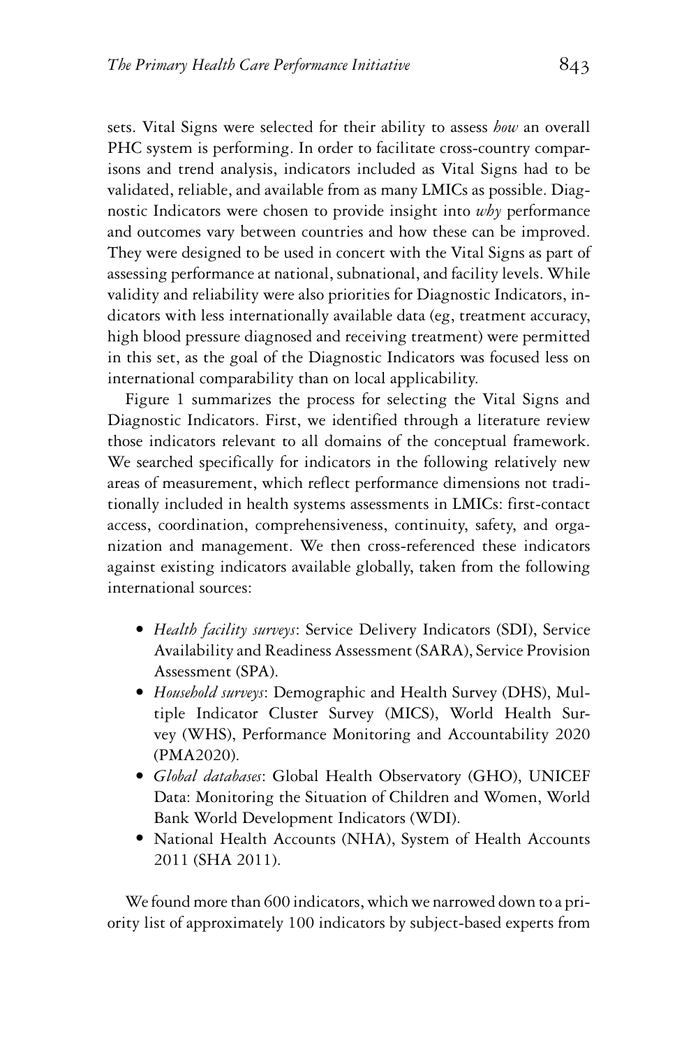sets. Vital Signs were selected for their ability to assess *how* an overall PHC system is performing. In order to facilitate cross-country comparisons and trend analysis, indicators included as Vital Signs had to be validated, reliable, and available from as many LMICs as possible. Diagnostic Indicators were chosen to provide insight into *why* performance and outcomes vary between countries and how these can be improved. They were designed to be used in concert with the Vital Signs as part of assessing performance at national, subnational, and facility levels. While validity and reliability were also priorities for Diagnostic Indicators, indicators with less internationally available data (eg, treatment accuracy, high blood pressure diagnosed and receiving treatment) were permitted in this set, as the goal of the Diagnostic Indicators was focused less on international comparability than on local applicability.

Figure 1 summarizes the process for selecting the Vital Signs and Diagnostic Indicators. First, we identified through a literature review those indicators relevant to all domains of the conceptual framework. We searched specifically for indicators in the following relatively new areas of measurement, which reflect performance dimensions not traditionally included in health systems assessments in LMICs: first-contact access, coordination, comprehensiveness, continuity, safety, and organization and management. We then cross-referenced these indicators against existing indicators available globally, taken from the following international sources:

- *Health facility surveys*: Service Delivery Indicators (SDI), Service Availability and Readiness Assessment (SARA), Service Provision Assessment (SPA).
- *Household surveys*: Demographic and Health Survey (DHS), Multiple Indicator Cluster Survey (MICS), World Health Survey (WHS), Performance Monitoring and Accountability 2020 (PMA2020).
- *Global databases*: Global Health Observatory (GHO), UNICEF Data: Monitoring the Situation of Children and Women, World Bank World Development Indicators (WDI).
- National Health Accounts (NHA), System of Health Accounts 2011 (SHA 2011).

We found more than 600 indicators, which we narrowed down to a priority list of approximately 100 indicators by subject-based experts from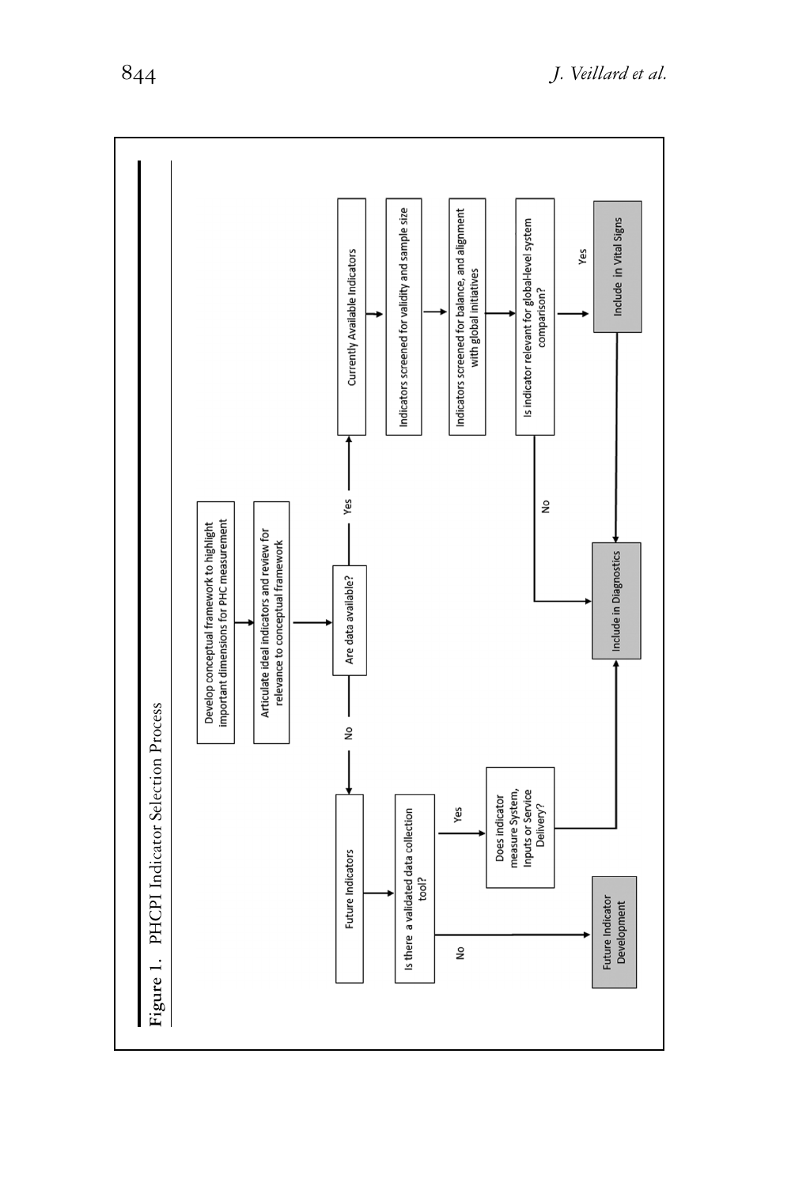**Figure 1.** PHCPI Indicator Selection Process

Develop conceptual framework to highlight important dimensions for PHC measurement

Articulate ideal indicators and review for relevance to conceptual framework

Are data available?

Yes

Currently Available Indicators

Indicators screened for validity and sample size

Indicators screened for balance, and alignment with global initiatives

Is indicator relevant for global-level system comparison?

Yes

Include in Vital Signs

No

Include in Diagnostics

No

Future Indicators

Is there a validated data collection tool?

Yes

Does indicator measure System, Inputs or Service Delivery?

No

Future Indicator Development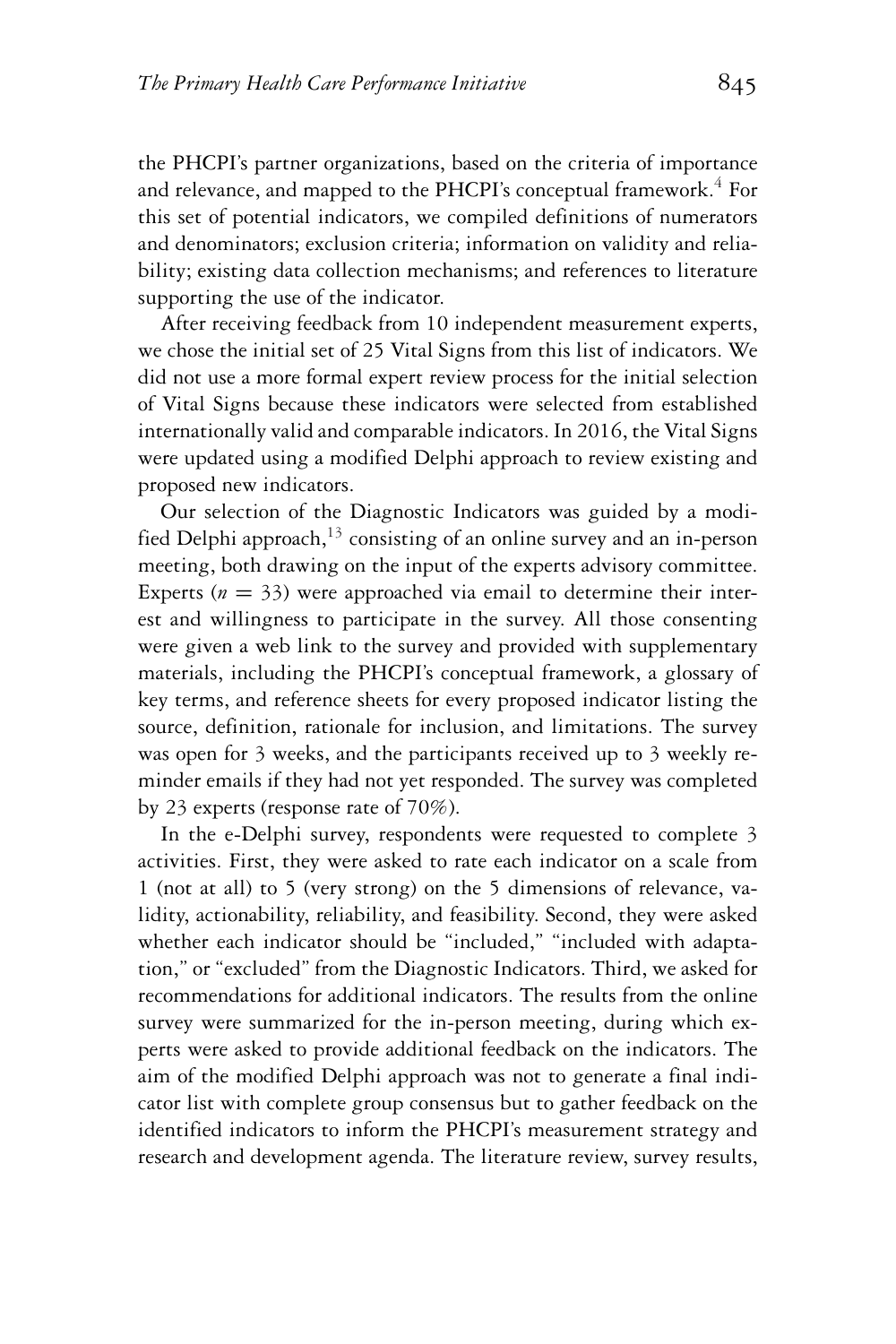the PHCPI's partner organizations, based on the criteria of importance and relevance, and mapped to the PHCPI's conceptual framework.[4] For this set of potential indicators, we compiled definitions of numerators and denominators; exclusion criteria; information on validity and reliability; existing data collection mechanisms; and references to literature supporting the use of the indicator.

After receiving feedback from 10 independent measurement experts, we chose the initial set of 25 Vital Signs from this list of indicators. We did not use a more formal expert review process for the initial selection of Vital Signs because these indicators were selected from established internationally valid and comparable indicators. In 2016, the Vital Signs were updated using a modified Delphi approach to review existing and proposed new indicators.

Our selection of the Diagnostic Indicators was guided by a modified Delphi approach,[13] consisting of an online survey and an in-person meeting, both drawing on the input of the experts advisory committee. Experts ($n = 33$) were approached via email to determine their interest and willingness to participate in the survey. All those consenting were given a web link to the survey and provided with supplementary materials, including the PHCPI's conceptual framework, a glossary of key terms, and reference sheets for every proposed indicator listing the source, definition, rationale for inclusion, and limitations. The survey was open for 3 weeks, and the participants received up to 3 weekly reminder emails if they had not yet responded. The survey was completed by 23 experts (response rate of 70%).

In the e-Delphi survey, respondents were requested to complete 3 activities. First, they were asked to rate each indicator on a scale from 1 (not at all) to 5 (very strong) on the 5 dimensions of relevance, validity, actionability, reliability, and feasibility. Second, they were asked whether each indicator should be "included," "included with adaptation," or "excluded" from the Diagnostic Indicators. Third, we asked for recommendations for additional indicators. The results from the online survey were summarized for the in-person meeting, during which experts were asked to provide additional feedback on the indicators. The aim of the modified Delphi approach was not to generate a final indicator list with complete group consensus but to gather feedback on the identified indicators to inform the PHCPI's measurement strategy and research and development agenda. The literature review, survey results,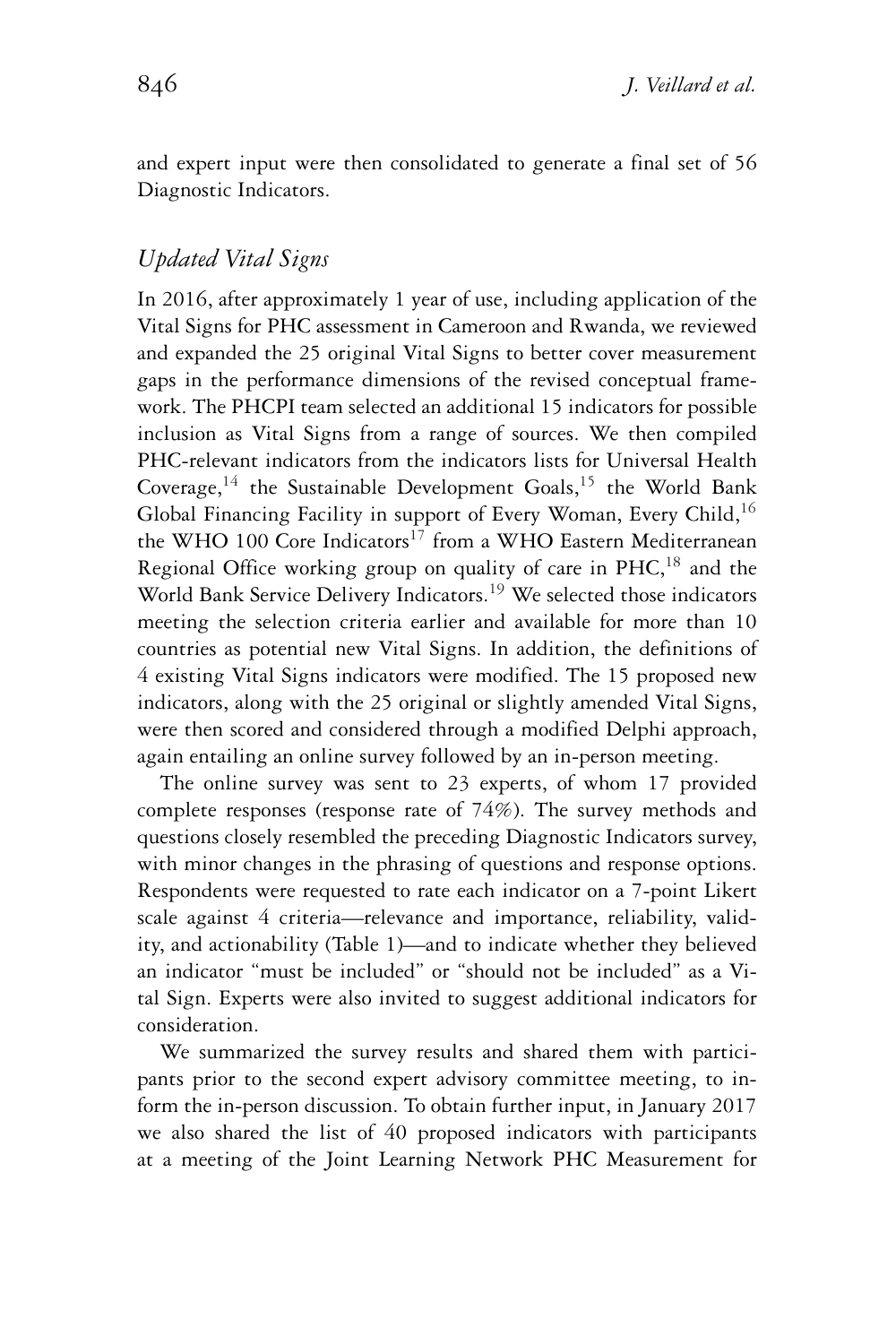and expert input were then consolidated to generate a final set of 56 Diagnostic Indicators.

### *Updated Vital Signs*

In 2016, after approximately 1 year of use, including application of the Vital Signs for PHC assessment in Cameroon and Rwanda, we reviewed and expanded the 25 original Vital Signs to better cover measurement gaps in the performance dimensions of the revised conceptual framework. The PHCPI team selected an additional 15 indicators for possible inclusion as Vital Signs from a range of sources. We then compiled PHC-relevant indicators from the indicators lists for Universal Health Coverage,[14] the Sustainable Development Goals,[15] the World Bank Global Financing Facility in support of Every Woman, Every Child,[16] the WHO 100 Core Indicators[17] from a WHO Eastern Mediterranean Regional Office working group on quality of care in PHC,[18] and the World Bank Service Delivery Indicators.[19] We selected those indicators meeting the selection criteria earlier and available for more than 10 countries as potential new Vital Signs. In addition, the definitions of 4 existing Vital Signs indicators were modified. The 15 proposed new indicators, along with the 25 original or slightly amended Vital Signs, were then scored and considered through a modified Delphi approach, again entailing an online survey followed by an in-person meeting.

The online survey was sent to 23 experts, of whom 17 provided complete responses (response rate of 74%). The survey methods and questions closely resembled the preceding Diagnostic Indicators survey, with minor changes in the phrasing of questions and response options. Respondents were requested to rate each indicator on a 7-point Likert scale against 4 criteria—relevance and importance, reliability, validity, and actionability (Table 1)—and to indicate whether they believed an indicator "must be included" or "should not be included" as a Vital Sign. Experts were also invited to suggest additional indicators for consideration.

We summarized the survey results and shared them with participants prior to the second expert advisory committee meeting, to inform the in-person discussion. To obtain further input, in January 2017 we also shared the list of 40 proposed indicators with participants at a meeting of the Joint Learning Network PHC Measurement for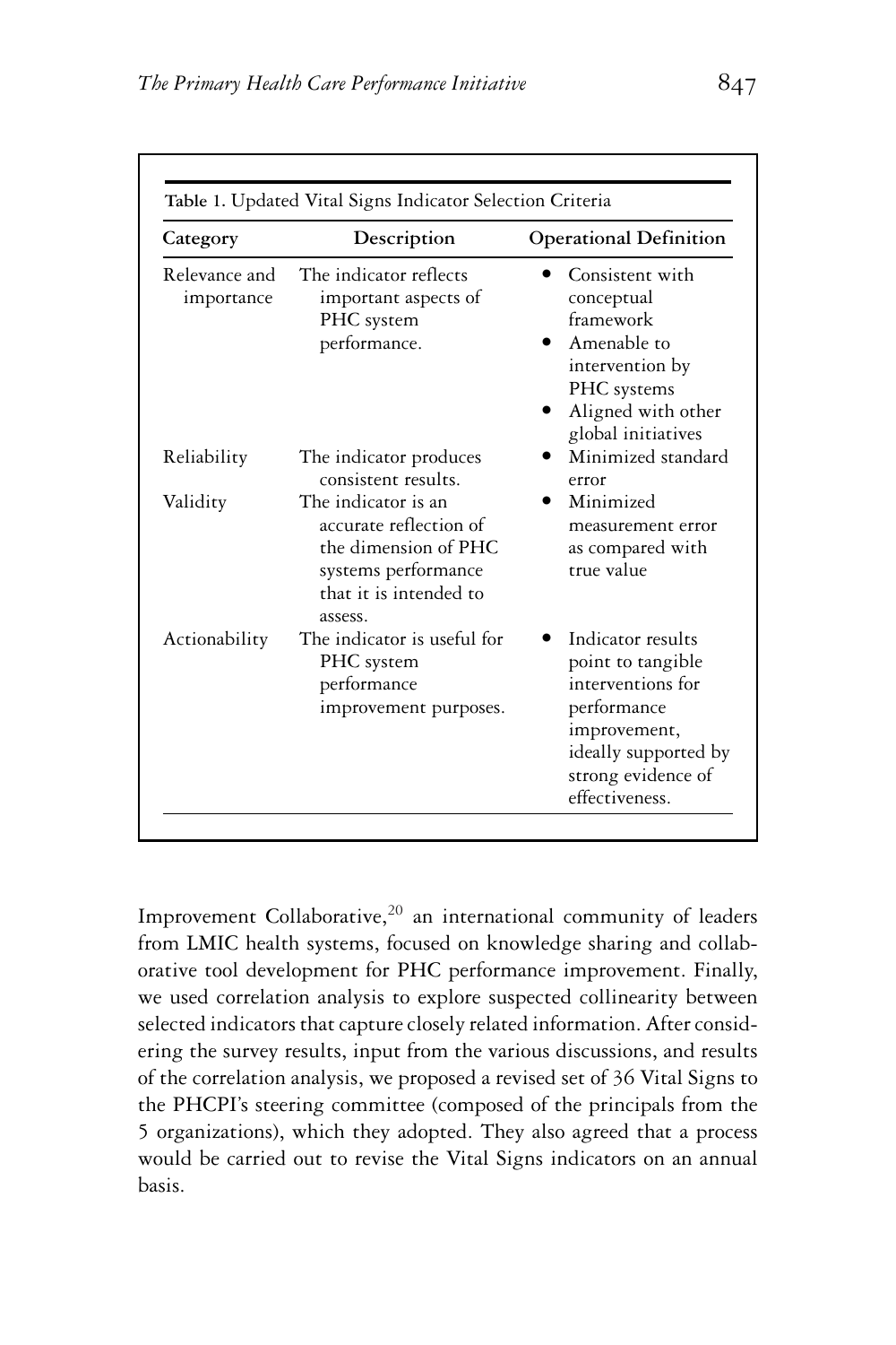**Table 1.** Updated Vital Signs Indicator Selection Criteria

| Category | Description | Operational Definition |
| --- | --- | --- |
| Relevance and importance | The indicator reflects important aspects of PHC system performance. | • Consistent with conceptual framework<br>• Amenable to intervention by PHC systems<br>• Aligned with other global initiatives |
| Reliability | The indicator produces consistent results. | • Minimized standard error |
| Validity | The indicator is an accurate reflection of the dimension of PHC systems performance that it is intended to assess. | • Minimized measurement error as compared with true value |
| Actionability | The indicator is useful for PHC system performance improvement purposes. | • Indicator results point to tangible interventions for performance improvement, ideally supported by strong evidence of effectiveness. |

Improvement Collaborative,[20] an international community of leaders from LMIC health systems, focused on knowledge sharing and collaborative tool development for PHC performance improvement. Finally, we used correlation analysis to explore suspected collinearity between selected indicators that capture closely related information. After considering the survey results, input from the various discussions, and results of the correlation analysis, we proposed a revised set of 36 Vital Signs to the PHCPI's steering committee (composed of the principals from the 5 organizations), which they adopted. They also agreed that a process would be carried out to revise the Vital Signs indicators on an annual basis.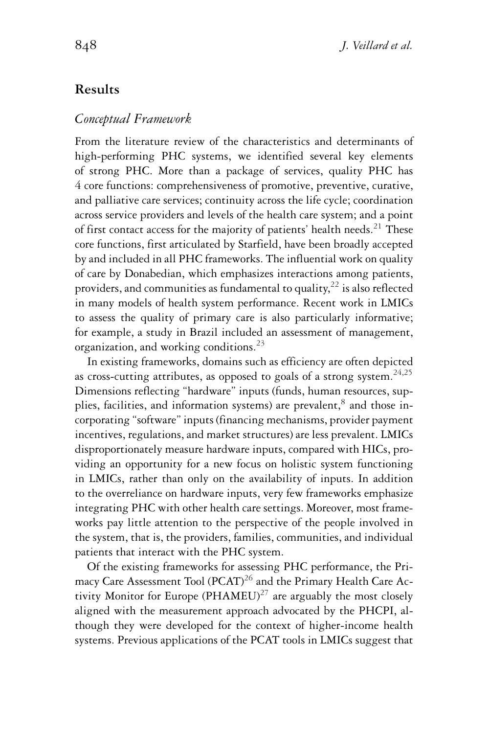## Results

### *Conceptual Framework*

From the literature review of the characteristics and determinants of high-performing PHC systems, we identified several key elements of strong PHC. More than a package of services, quality PHC has 4 core functions: comprehensiveness of promotive, preventive, curative, and palliative care services; continuity across the life cycle; coordination across service providers and levels of the health care system; and a point of first contact access for the majority of patients' health needs.[21] These core functions, first articulated by Starfield, have been broadly accepted by and included in all PHC frameworks. The influential work on quality of care by Donabedian, which emphasizes interactions among patients, providers, and communities as fundamental to quality,[22] is also reflected in many models of health system performance. Recent work in LMICs to assess the quality of primary care is also particularly informative; for example, a study in Brazil included an assessment of management, organization, and working conditions.[23]

In existing frameworks, domains such as efficiency are often depicted as cross-cutting attributes, as opposed to goals of a strong system.[24,25] Dimensions reflecting "hardware" inputs (funds, human resources, supplies, facilities, and information systems) are prevalent,[8] and those incorporating "software" inputs (financing mechanisms, provider payment incentives, regulations, and market structures) are less prevalent. LMICs disproportionately measure hardware inputs, compared with HICs, providing an opportunity for a new focus on holistic system functioning in LMICs, rather than only on the availability of inputs. In addition to the overreliance on hardware inputs, very few frameworks emphasize integrating PHC with other health care settings. Moreover, most frameworks pay little attention to the perspective of the people involved in the system, that is, the providers, families, communities, and individual patients that interact with the PHC system.

Of the existing frameworks for assessing PHC performance, the Primacy Care Assessment Tool (PCAT)[26] and the Primary Health Care Activity Monitor for Europe (PHAMEU)[27] are arguably the most closely aligned with the measurement approach advocated by the PHCPI, although they were developed for the context of higher-income health systems. Previous applications of the PCAT tools in LMICs suggest that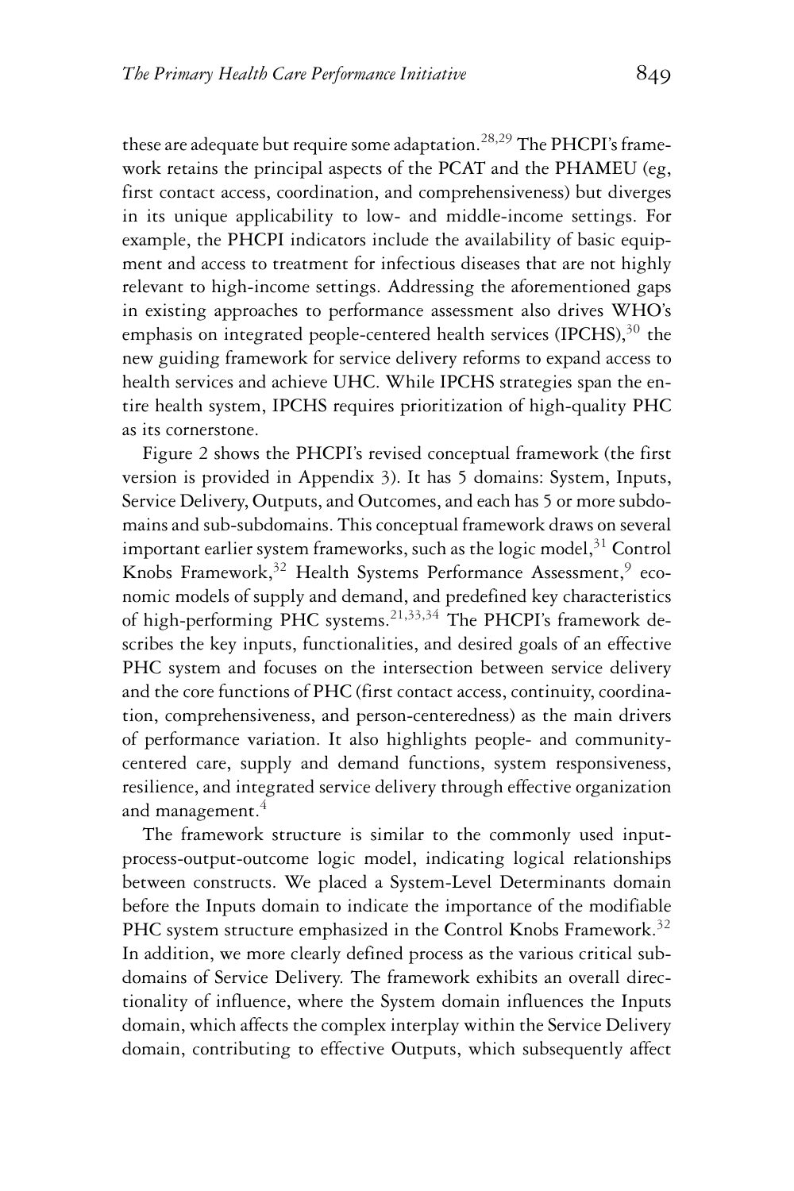these are adequate but require some adaptation.[28,29] The PHCPI's framework retains the principal aspects of the PCAT and the PHAMEU (eg, first contact access, coordination, and comprehensiveness) but diverges in its unique applicability to low- and middle-income settings. For example, the PHCPI indicators include the availability of basic equipment and access to treatment for infectious diseases that are not highly relevant to high-income settings. Addressing the aforementioned gaps in existing approaches to performance assessment also drives WHO's emphasis on integrated people-centered health services (IPCHS),[30] the new guiding framework for service delivery reforms to expand access to health services and achieve UHC. While IPCHS strategies span the entire health system, IPCHS requires prioritization of high-quality PHC as its cornerstone.

Figure 2 shows the PHCPI's revised conceptual framework (the first version is provided in Appendix 3). It has 5 domains: System, Inputs, Service Delivery, Outputs, and Outcomes, and each has 5 or more subdomains and sub-subdomains. This conceptual framework draws on several important earlier system frameworks, such as the logic model,[31] Control Knobs Framework,[32] Health Systems Performance Assessment,[9] economic models of supply and demand, and predefined key characteristics of high-performing PHC systems.[21,33,34] The PHCPI's framework describes the key inputs, functionalities, and desired goals of an effective PHC system and focuses on the intersection between service delivery and the core functions of PHC (first contact access, continuity, coordination, comprehensiveness, and person-centeredness) as the main drivers of performance variation. It also highlights people- and community-centered care, supply and demand functions, system responsiveness, resilience, and integrated service delivery through effective organization and management.[4]

The framework structure is similar to the commonly used input-process-output-outcome logic model, indicating logical relationships between constructs. We placed a System-Level Determinants domain before the Inputs domain to indicate the importance of the modifiable PHC system structure emphasized in the Control Knobs Framework.[32] In addition, we more clearly defined process as the various critical subdomains of Service Delivery. The framework exhibits an overall directionality of influence, where the System domain influences the Inputs domain, which affects the complex interplay within the Service Delivery domain, contributing to effective Outputs, which subsequently affect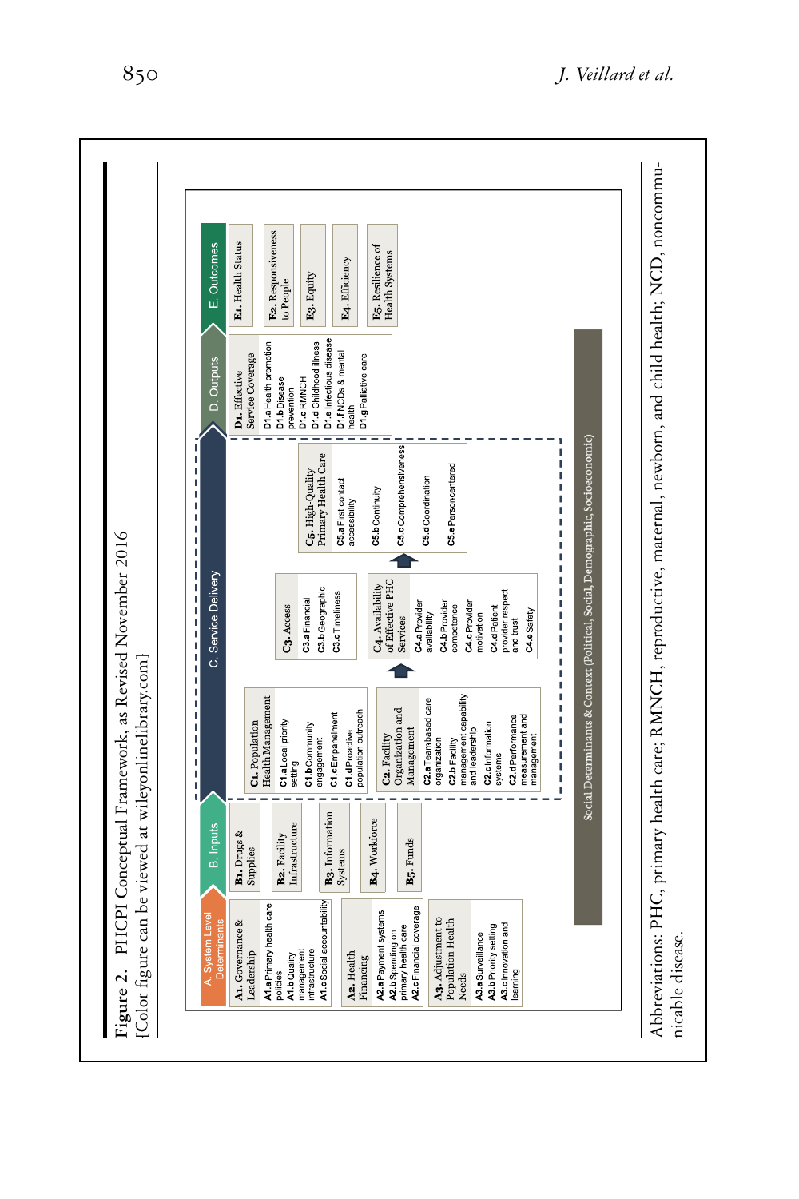**Figure 2.** PHCPI Conceptual Framework, as Revised November 2016 [Color figure can be viewed at wileyonlinelibrary.com]

**A. System Level Determinants**

- **A1.** Governance & Leadership
  - **A1.a** Primary health care policies
  - **A1.b** Quality management infrastructure
  - **A1.c** Social accountability
- **A2.** Health Financing
  - **A2.a** Payment systems
  - **A2.b** Spending on primary health care
  - **A2.c** Financial coverage
- **A3.** Adjustment to Population Health Needs
  - **A3.a** Surveillance
  - **A3.b** Priority setting
  - **A3.c** Innovation and learning

**B. Inputs**

- **B1.** Drugs & Supplies
- **B2.** Facility Infrastructure
- **B3.** Information Systems
- **B4.** Workforce
- **B5.** Funds

**C. Service Delivery**

- **C1.** Population Health Management
  - **C1.a** Local priority setting
  - **C1.b** Community engagement
  - **C1.c** Empanelment
  - **C1.d** Proactive population outreach
- **C2.** Facility Organization and Management
  - **C2.a** Team-based care organization
  - **C2.b** Facility management capability and leadership
  - **C2.c** Information systems
  - **C2.d** Performance measurement and management
- **C3.** Access
  - **C3.a** Financial
  - **C3.b** Geographic
  - **C3.c** Timeliness
- **C4.** Availability of Effective PHC Services
  - **C4.a** Provider availability
  - **C4.b** Provider competence
  - **C4.c** Provider motivation
  - **C4.d** Patient provider respect and trust
  - **C4.e** Safety
- **C5.** High-Quality Primary Health Care
  - **C5.a** First contact accessibility
  - **C5.b** Continuity
  - **C5.c** Comprehensiveness
  - **C5.d** Coordination
  - **C5.e** Personcentered

**D. Outputs**

- **D1.** Effective Service Coverage
  - **D1.a** Health promotion
  - **D1.b** Disease prevention
  - **D1.c** RMNCH
  - **D1.d** Childhood illness
  - **D1.e** Infectious disease
  - **D1.f** NCDs & mental health
  - **D1.g** Palliative care

**E. Outcomes**

- **E1.** Health Status
- **E2.** Responsiveness to People
- **E3.** Equity
- **E4.** Efficiency
- **E5.** Resilience of Health Systems

Social Determinants & Context (Political, Social, Demographic, Socioeconomic)

Abbreviations: PHC, primary health care; RMNCH, reproductive, maternal, newborn, and child health; NCD, noncommunicable disease.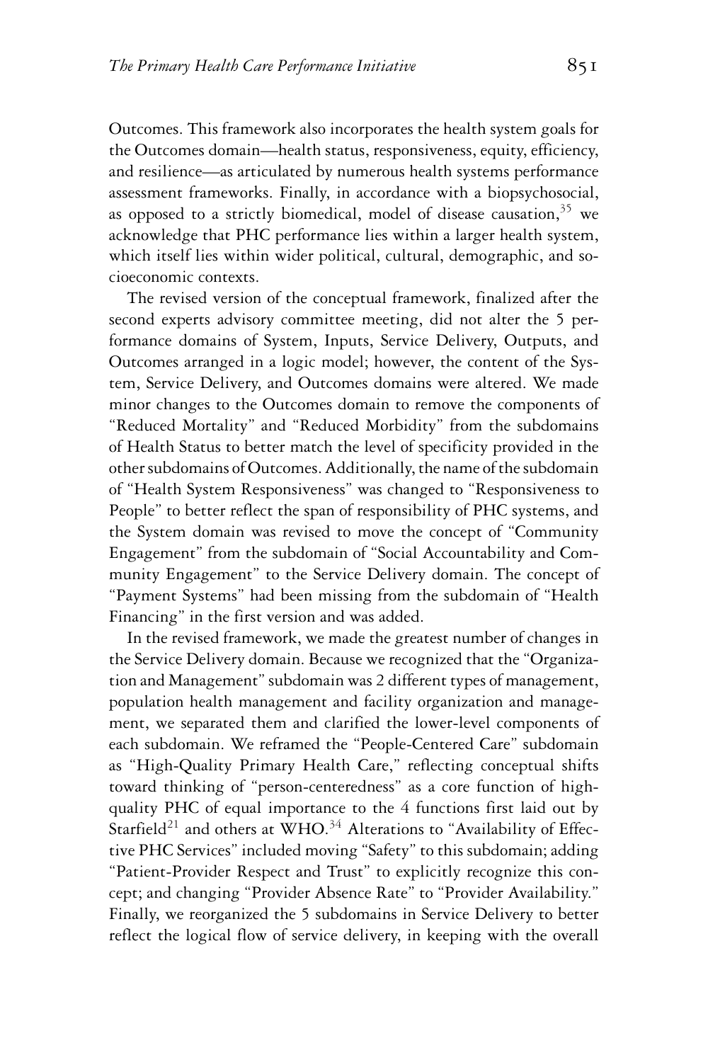Outcomes. This framework also incorporates the health system goals for the Outcomes domain—health status, responsiveness, equity, efficiency, and resilience—as articulated by numerous health systems performance assessment frameworks. Finally, in accordance with a biopsychosocial, as opposed to a strictly biomedical, model of disease causation,[35] we acknowledge that PHC performance lies within a larger health system, which itself lies within wider political, cultural, demographic, and socioeconomic contexts.

The revised version of the conceptual framework, finalized after the second experts advisory committee meeting, did not alter the 5 performance domains of System, Inputs, Service Delivery, Outputs, and Outcomes arranged in a logic model; however, the content of the System, Service Delivery, and Outcomes domains were altered. We made minor changes to the Outcomes domain to remove the components of "Reduced Mortality" and "Reduced Morbidity" from the subdomains of Health Status to better match the level of specificity provided in the other subdomains of Outcomes. Additionally, the name of the subdomain of "Health System Responsiveness" was changed to "Responsiveness to People" to better reflect the span of responsibility of PHC systems, and the System domain was revised to move the concept of "Community Engagement" from the subdomain of "Social Accountability and Community Engagement" to the Service Delivery domain. The concept of "Payment Systems" had been missing from the subdomain of "Health Financing" in the first version and was added.

In the revised framework, we made the greatest number of changes in the Service Delivery domain. Because we recognized that the "Organization and Management" subdomain was 2 different types of management, population health management and facility organization and management, we separated them and clarified the lower-level components of each subdomain. We reframed the "People-Centered Care" subdomain as "High-Quality Primary Health Care," reflecting conceptual shifts toward thinking of "person-centeredness" as a core function of high-quality PHC of equal importance to the 4 functions first laid out by Starfield[21] and others at WHO.[34] Alterations to "Availability of Effective PHC Services" included moving "Safety" to this subdomain; adding "Patient-Provider Respect and Trust" to explicitly recognize this concept; and changing "Provider Absence Rate" to "Provider Availability." Finally, we reorganized the 5 subdomains in Service Delivery to better reflect the logical flow of service delivery, in keeping with the overall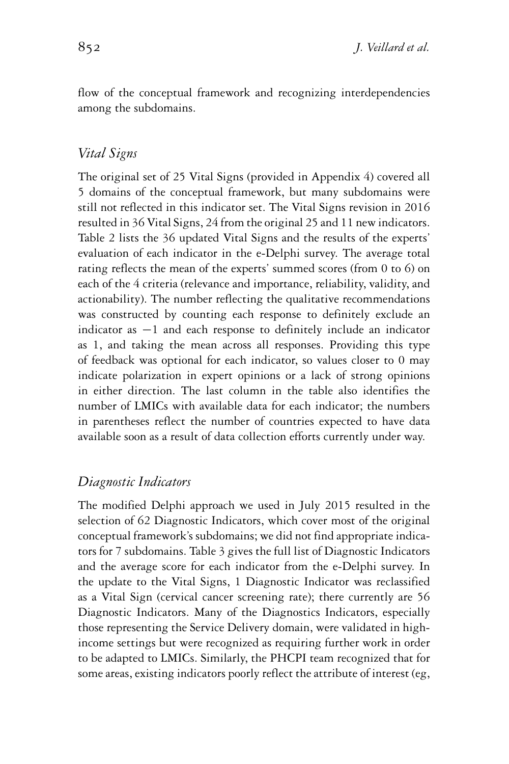flow of the conceptual framework and recognizing interdependencies among the subdomains.

## *Vital Signs*

The original set of 25 Vital Signs (provided in Appendix 4) covered all 5 domains of the conceptual framework, but many subdomains were still not reflected in this indicator set. The Vital Signs revision in 2016 resulted in 36 Vital Signs, 24 from the original 25 and 11 new indicators. Table 2 lists the 36 updated Vital Signs and the results of the experts' evaluation of each indicator in the e-Delphi survey. The average total rating reflects the mean of the experts' summed scores (from 0 to 6) on each of the 4 criteria (relevance and importance, reliability, validity, and actionability). The number reflecting the qualitative recommendations was constructed by counting each response to definitely exclude an indicator as −1 and each response to definitely include an indicator as 1, and taking the mean across all responses. Providing this type of feedback was optional for each indicator, so values closer to 0 may indicate polarization in expert opinions or a lack of strong opinions in either direction. The last column in the table also identifies the number of LMICs with available data for each indicator; the numbers in parentheses reflect the number of countries expected to have data available soon as a result of data collection efforts currently under way.

## *Diagnostic Indicators*

The modified Delphi approach we used in July 2015 resulted in the selection of 62 Diagnostic Indicators, which cover most of the original conceptual framework's subdomains; we did not find appropriate indicators for 7 subdomains. Table 3 gives the full list of Diagnostic Indicators and the average score for each indicator from the e-Delphi survey. In the update to the Vital Signs, 1 Diagnostic Indicator was reclassified as a Vital Sign (cervical cancer screening rate); there currently are 56 Diagnostic Indicators. Many of the Diagnostics Indicators, especially those representing the Service Delivery domain, were validated in high-income settings but were recognized as requiring further work in order to be adapted to LMICs. Similarly, the PHCPI team recognized that for some areas, existing indicators poorly reflect the attribute of interest (eg,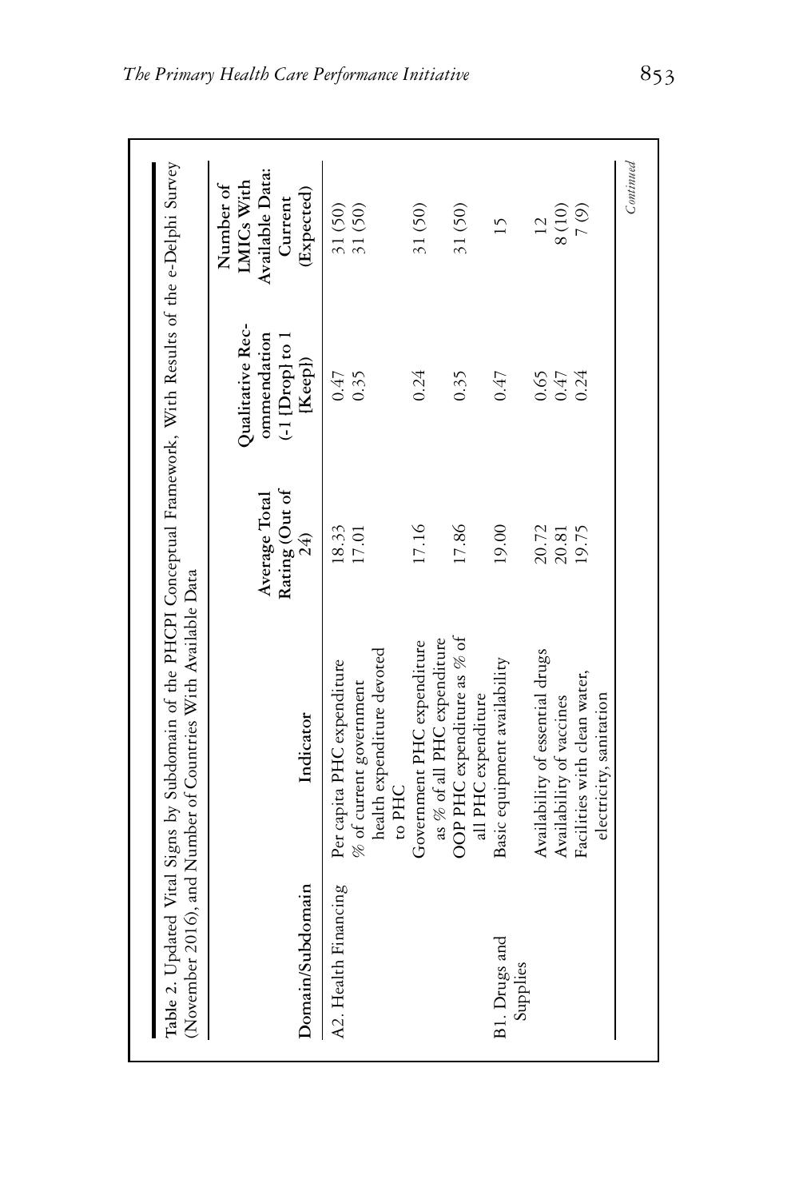Table 2. Updated Vital Signs by Subdomain of the PHCPI Conceptual Framework, With Results of the e-Delphi Survey (November 2016), and Number of Countries With Available Data

| Domain/Subdomain | Indicator | Average Total Rating (Out of 24) | Qualitative Recommendation (-1 [Drop] to 1 [Keep]) | Number of LMICs With Available Data: Current (Expected) |
|---|---|---|---|---|
| A2. Health Financing | Per capita PHC expenditure | 18.33 | 0.47 | 31 (50) |
| | % of current government health expenditure devoted to PHC | 17.01 | 0.35 | 31 (50) |
| | Government PHC expenditure as % of all PHC expenditure | 17.16 | 0.24 | 31 (50) |
| | OOP PHC expenditure as % of all PHC expenditure | 17.86 | 0.35 | 31 (50) |
| B1. Drugs and Supplies | Basic equipment availability | 19.00 | 0.47 | 15 |
| | Availability of essential drugs | 20.72 | 0.65 | 12 |
| | Availability of vaccines | 20.81 | 0.47 | 8 (10) |
| | Facilities with clean water, electricity, sanitation | 19.75 | 0.24 | 7 (9) |

*Continued*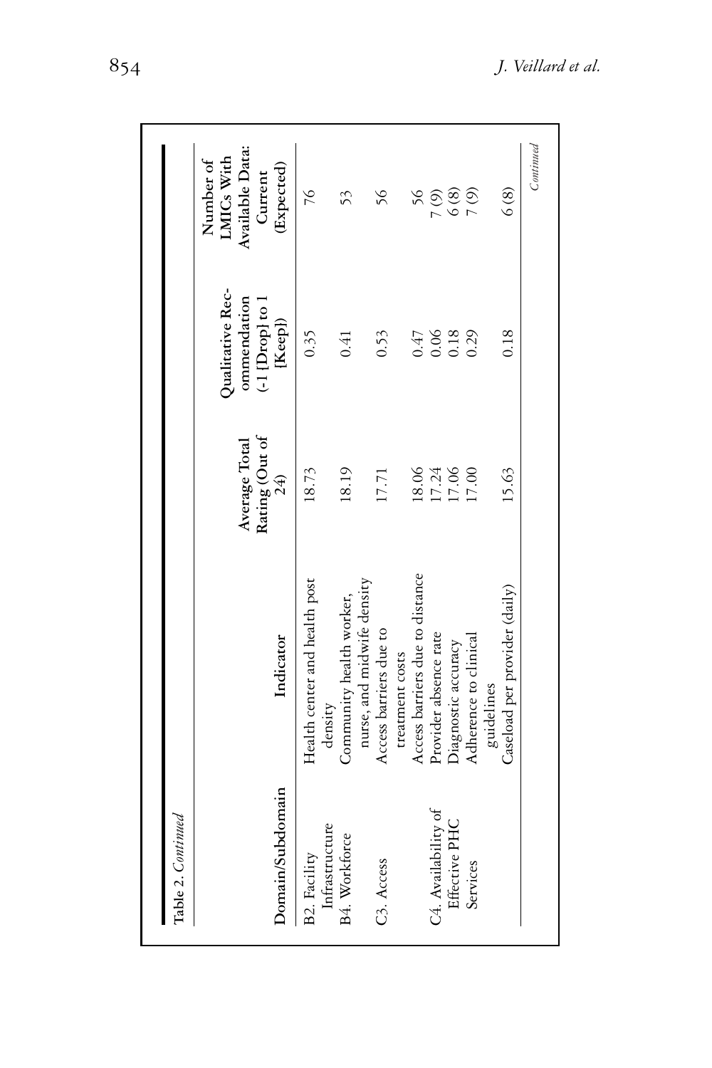Table 2. *Continued*

| Domain/Subdomain | Indicator | Average Total Rating (Out of 24) | Qualitative Recommendation (-1 [Drop] to 1 [Keep]) | Number of LMICs With Available Data: Current (Expected) |
|---|---|---|---|---|
| B2. Facility Infrastructure | Health center and health post density | 18.73 | 0.35 | 76 |
| B4. Workforce | Community health worker, nurse, and midwife density | 18.19 | 0.41 | 53 |
| C3. Access | Access barriers due to treatment costs | 17.71 | 0.53 | 56 |
| | Access barriers due to distance | 18.06 | 0.47 | 56 |
| C4. Availability of Effective PHC Services | Provider absence rate | 17.24 | 0.06 | 7 (9) |
| | Diagnostic accuracy | 17.06 | 0.18 | 6 (8) |
| | Adherence to clinical guidelines | 17.00 | 0.29 | 7 (9) |
| | Caseload per provider (daily) | 15.63 | 0.18 | 6 (8) |

*Continued*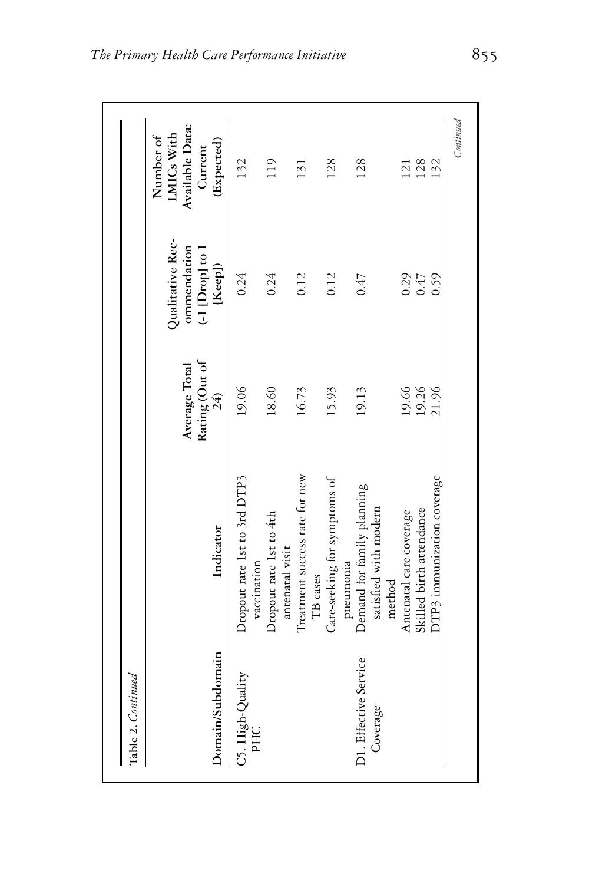Table 2. *Continued*

| Domain/Subdomain | Indicator | Average Total Rating (Out of 24) | Qualitative Recommendation (-1 [Drop] to 1 [Keep]) | Number of LMICs With Available Data: Current (Expected) |
|---|---|---|---|---|
| C5. High-Quality PHC | Dropout rate 1st to 3rd DTP3 vaccination | 19.06 | 0.24 | 132 |
| | Dropout rate 1st to 4th antenatal visit | 18.60 | 0.24 | 119 |
| | Treatment success rate for new TB cases | 16.73 | 0.12 | 131 |
| | Care-seeking for symptoms of pneumonia | 15.93 | 0.12 | 128 |
| D1. Effective Service Coverage | Demand for family planning satisfied with modern method | 19.13 | 0.47 | 128 |
| | Antenatal care coverage | 19.66 | 0.29 | 121 |
| | Skilled birth attendance | 19.26 | 0.47 | 128 |
| | DTP3 immunization coverage | 21.96 | 0.59 | 132 |

*Continued*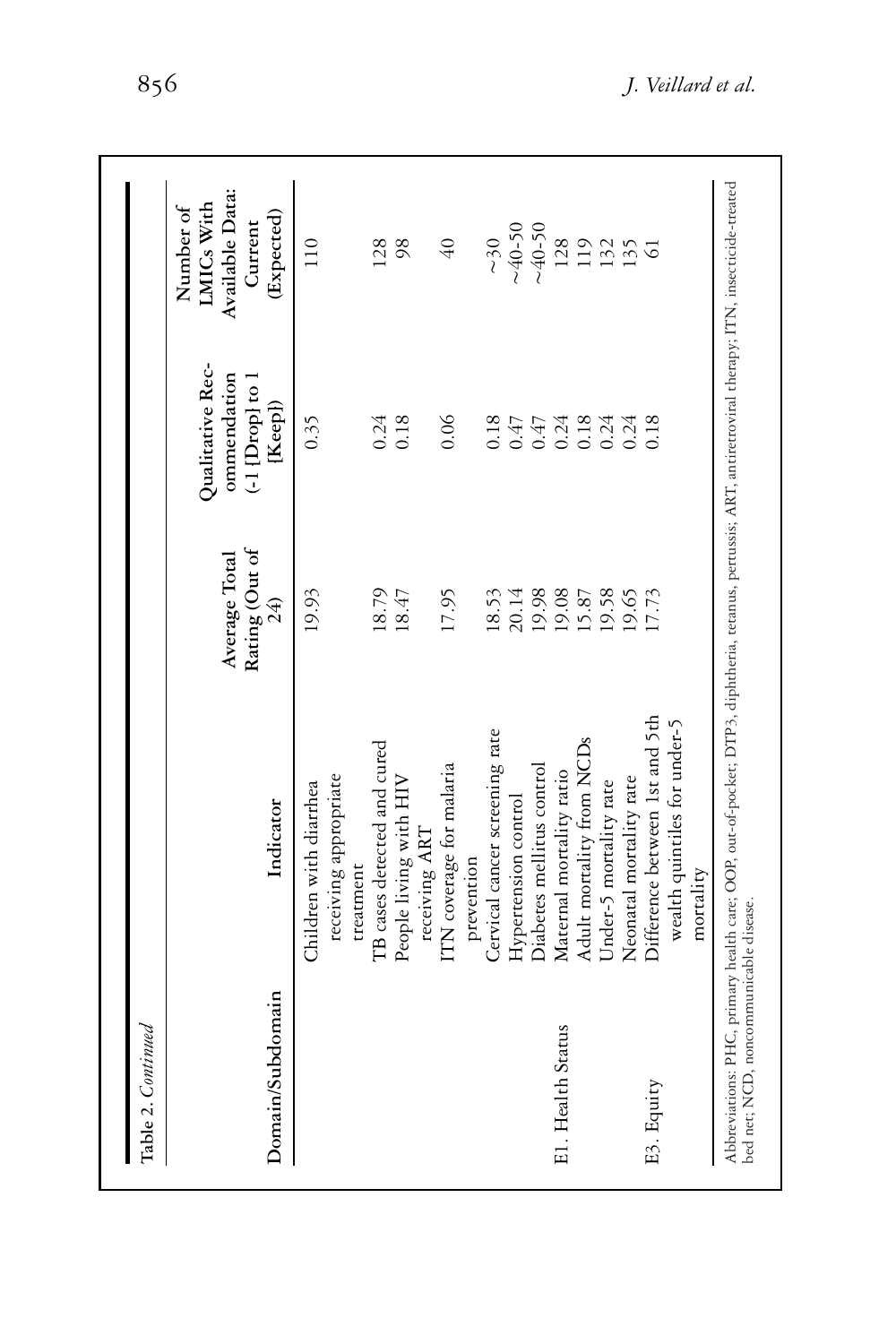Table 2. *Continued*

| Domain/Subdomain | Indicator | Average Total Rating (Out of 24) | Qualitative Recommendation (-1 [Drop] to 1 [Keep]) | Number of LMICs With Available Data: Current (Expected) |
|---|---|---|---|---|
| | Children with diarrhea receiving appropriate treatment | 19.93 | 0.35 | 110 |
| | TB cases detected and cured | 18.79 | 0.24 | 128 |
| | People living with HIV receiving ART | 18.47 | 0.18 | 98 |
| | ITN coverage for malaria prevention | 17.95 | 0.06 | 40 |
| | Cervical cancer screening rate | 18.53 | 0.18 | ~30 |
| | Hypertension control | 20.14 | 0.47 | ~40-50 |
| | Diabetes mellitus control | 19.98 | 0.47 | ~40-50 |
| E1. Health Status | Maternal mortality ratio | 19.08 | 0.24 | 128 |
| | Adult mortality from NCDs | 15.87 | 0.18 | 119 |
| | Under-5 mortality rate | 19.58 | 0.24 | 132 |
| | Neonatal mortality rate | 19.65 | 0.24 | 135 |
| E3. Equity | Difference between 1st and 5th wealth quintiles for under-5 mortality | 17.73 | 0.18 | 61 |

Abbreviations: PHC, primary health care; OOP, out-of-pocket; DTP3, diphtheria, tetanus, pertussis; ART, antiretroviral therapy; ITN, insecticide-treated bed net; NCD, noncommunicable disease.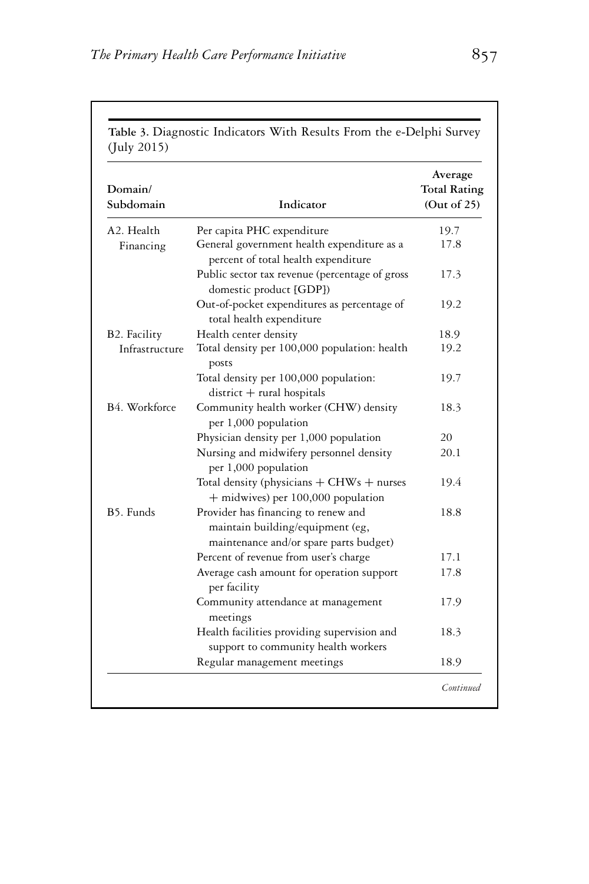**Table 3.** Diagnostic Indicators With Results From the e-Delphi Survey (July 2015)

| Domain/ Subdomain | Indicator | Average Total Rating (Out of 25) |
|---|---|---|
| A2. Health Financing | Per capita PHC expenditure | 19.7 |
| | General government health expenditure as a percent of total health expenditure | 17.8 |
| | Public sector tax revenue (percentage of gross domestic product [GDP]) | 17.3 |
| | Out-of-pocket expenditures as percentage of total health expenditure | 19.2 |
| B2. Facility Infrastructure | Health center density | 18.9 |
| | Total density per 100,000 population: health posts | 19.2 |
| | Total density per 100,000 population: district + rural hospitals | 19.7 |
| B4. Workforce | Community health worker (CHW) density per 1,000 population | 18.3 |
| | Physician density per 1,000 population | 20 |
| | Nursing and midwifery personnel density per 1,000 population | 20.1 |
| | Total density (physicians + CHWs + nurses + midwives) per 100,000 population | 19.4 |
| B5. Funds | Provider has financing to renew and maintain building/equipment (eg, maintenance and/or spare parts budget) | 18.8 |
| | Percent of revenue from user's charge | 17.1 |
| | Average cash amount for operation support per facility | 17.8 |
| | Community attendance at management meetings | 17.9 |
| | Health facilities providing supervision and support to community health workers | 18.3 |
| | Regular management meetings | 18.9 |

*Continued*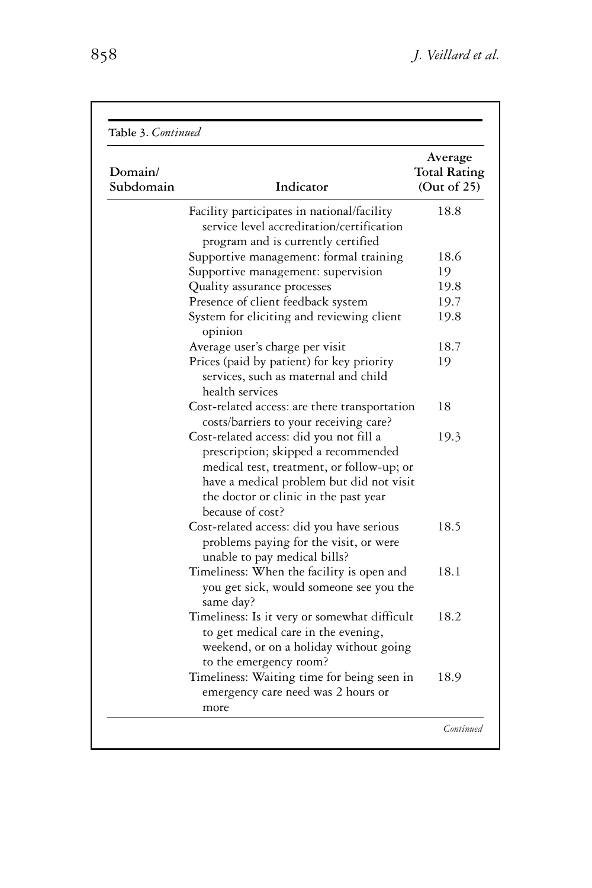**Table 3.** *Continued*

| Domain/ Subdomain | Indicator | Average Total Rating (Out of 25) |
|---|---|---|
| | Facility participates in national/facility service level accreditation/certification program and is currently certified | 18.8 |
| | Supportive management: formal training | 18.6 |
| | Supportive management: supervision | 19 |
| | Quality assurance processes | 19.8 |
| | Presence of client feedback system | 19.7 |
| | System for eliciting and reviewing client opinion | 19.8 |
| | Average user's charge per visit | 18.7 |
| | Prices (paid by patient) for key priority services, such as maternal and child health services | 19 |
| | Cost-related access: are there transportation costs/barriers to your receiving care? | 18 |
| | Cost-related access: did you not fill a prescription; skipped a recommended medical test, treatment, or follow-up; or have a medical problem but did not visit the doctor or clinic in the past year because of cost? | 19.3 |
| | Cost-related access: did you have serious problems paying for the visit, or were unable to pay medical bills? | 18.5 |
| | Timeliness: When the facility is open and you get sick, would someone see you the same day? | 18.1 |
| | Timeliness: Is it very or somewhat difficult to get medical care in the evening, weekend, or on a holiday without going to the emergency room? | 18.2 |
| | Timeliness: Waiting time for being seen in emergency care need was 2 hours or more | 18.9 |

*Continued*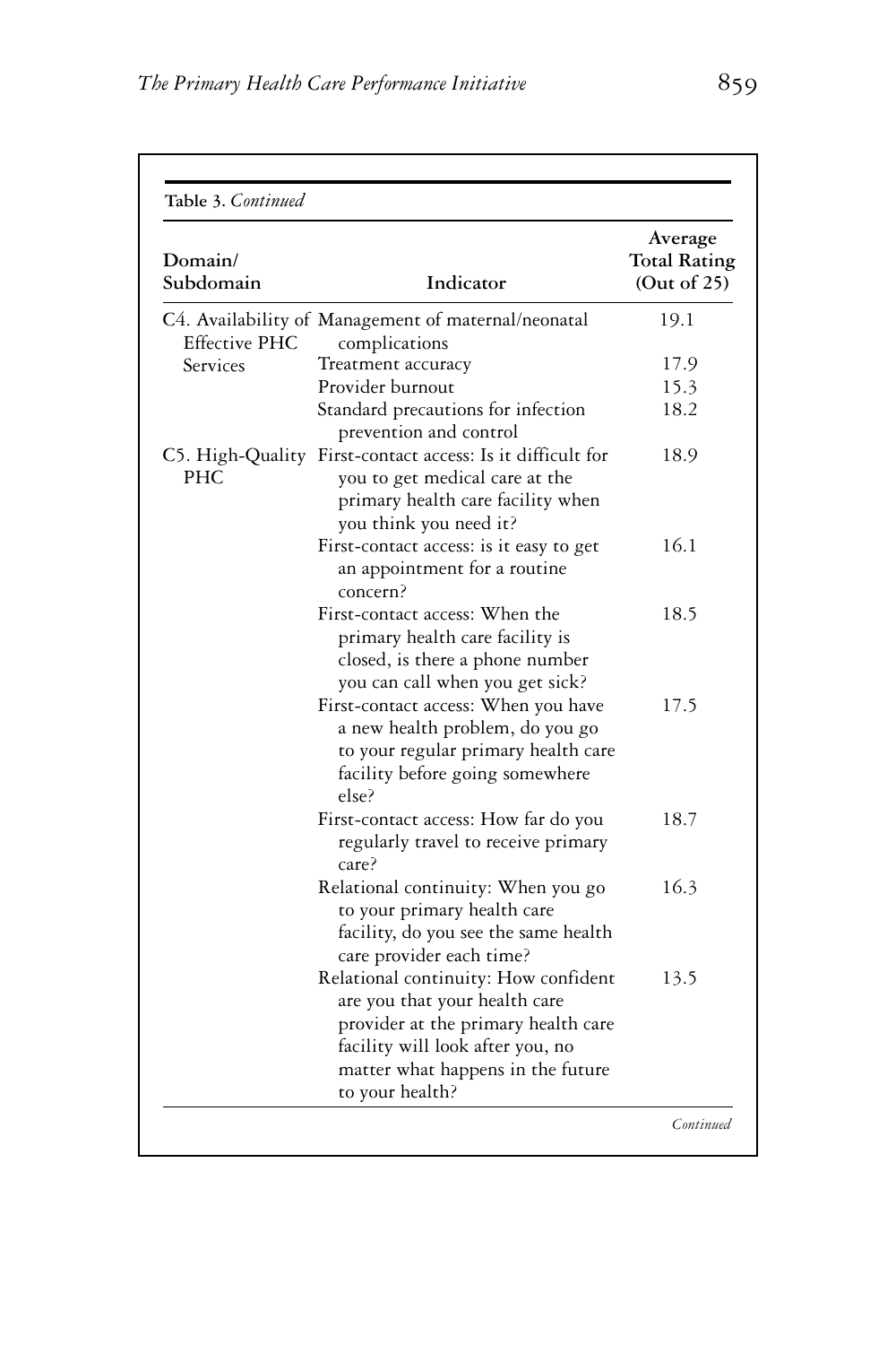**Table 3.** *Continued*

| Domain/ Subdomain | Indicator | Average Total Rating (Out of 25) |
|---|---|---|
| C4. Availability of Effective PHC Services | Management of maternal/neonatal complications | 19.1 |
| | Treatment accuracy | 17.9 |
| | Provider burnout | 15.3 |
| | Standard precautions for infection prevention and control | 18.2 |
| C5. High-Quality PHC | First-contact access: Is it difficult for you to get medical care at the primary health care facility when you think you need it? | 18.9 |
| | First-contact access: is it easy to get an appointment for a routine concern? | 16.1 |
| | First-contact access: When the primary health care facility is closed, is there a phone number you can call when you get sick? | 18.5 |
| | First-contact access: When you have a new health problem, do you go to your regular primary health care facility before going somewhere else? | 17.5 |
| | First-contact access: How far do you regularly travel to receive primary care? | 18.7 |
| | Relational continuity: When you go to your primary health care facility, do you see the same health care provider each time? | 16.3 |
| | Relational continuity: How confident are you that your health care provider at the primary health care facility will look after you, no matter what happens in the future to your health? | 13.5 |

*Continued*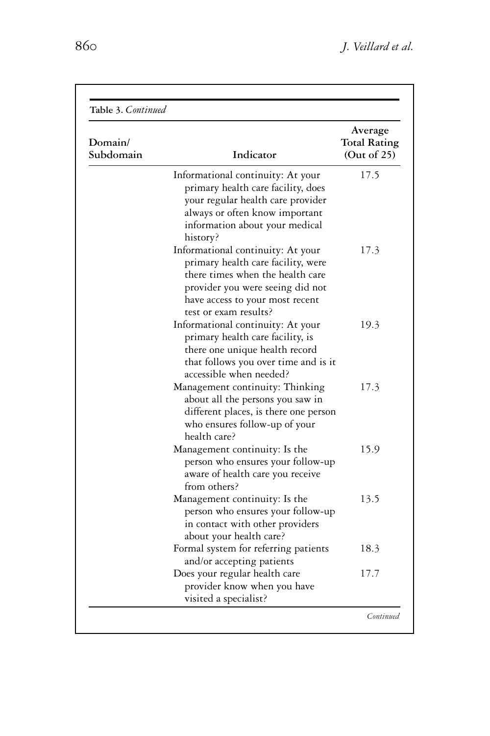**Table 3.** *Continued*

| Domain/ Subdomain | Indicator | Average Total Rating (Out of 25) |
|---|---|---|
| | Informational continuity: At your primary health care facility, does your regular health care provider always or often know important information about your medical history? | 17.5 |
| | Informational continuity: At your primary health care facility, were there times when the health care provider you were seeing did not have access to your most recent test or exam results? | 17.3 |
| | Informational continuity: At your primary health care facility, is there one unique health record that follows you over time and is it accessible when needed? | 19.3 |
| | Management continuity: Thinking about all the persons you saw in different places, is there one person who ensures follow-up of your health care? | 17.3 |
| | Management continuity: Is the person who ensures your follow-up aware of health care you receive from others? | 15.9 |
| | Management continuity: Is the person who ensures your follow-up in contact with other providers about your health care? | 13.5 |
| | Formal system for referring patients and/or accepting patients | 18.3 |
| | Does your regular health care provider know when you have visited a specialist? | 17.7 |

*Continued*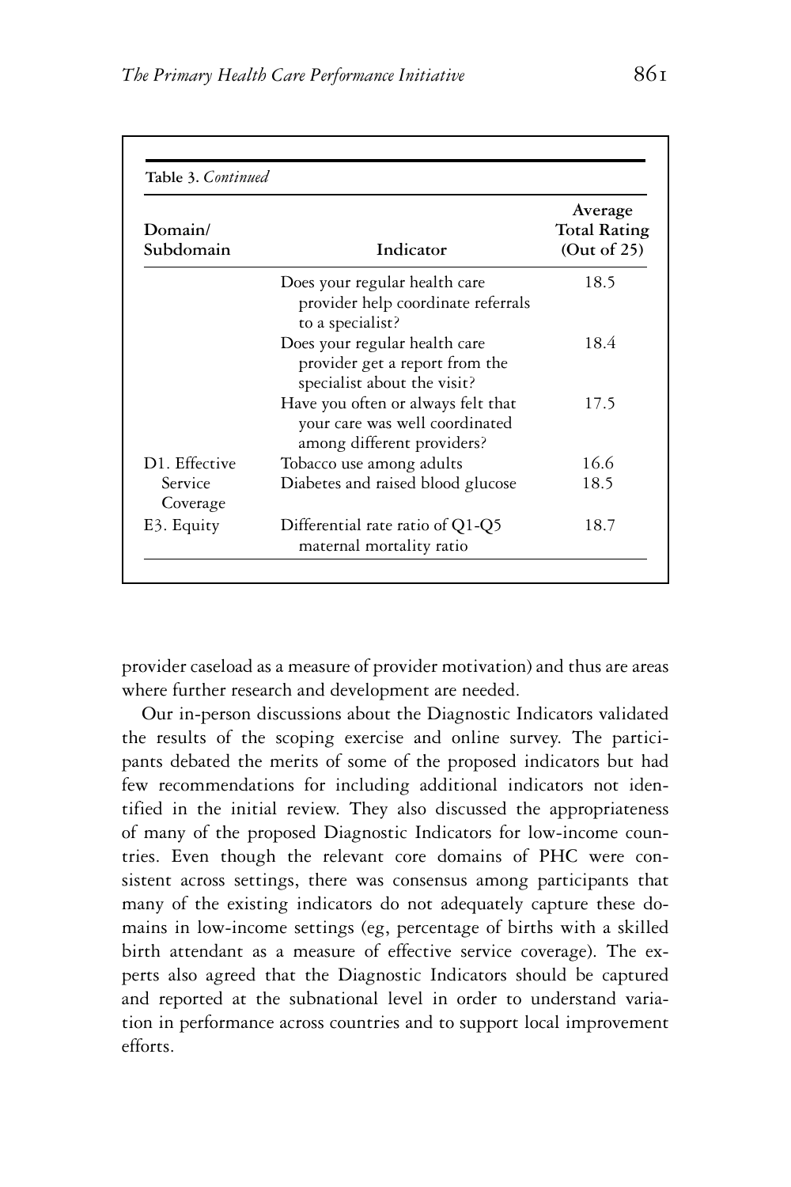**Table 3.** *Continued*

| Domain/ Subdomain | Indicator | Average Total Rating (Out of 25) |
|---|---|---|
| | Does your regular health care provider help coordinate referrals to a specialist? | 18.5 |
| | Does your regular health care provider get a report from the specialist about the visit? | 18.4 |
| | Have you often or always felt that your care was well coordinated among different providers? | 17.5 |
| D1. Effective Service Coverage | Tobacco use among adults | 16.6 |
| | Diabetes and raised blood glucose | 18.5 |
| E3. Equity | Differential rate ratio of Q1-Q5 maternal mortality ratio | 18.7 |

provider caseload as a measure of provider motivation) and thus are areas where further research and development are needed.

Our in-person discussions about the Diagnostic Indicators validated the results of the scoping exercise and online survey. The participants debated the merits of some of the proposed indicators but had few recommendations for including additional indicators not identified in the initial review. They also discussed the appropriateness of many of the proposed Diagnostic Indicators for low-income countries. Even though the relevant core domains of PHC were consistent across settings, there was consensus among participants that many of the existing indicators do not adequately capture these domains in low-income settings (eg, percentage of births with a skilled birth attendant as a measure of effective service coverage). The experts also agreed that the Diagnostic Indicators should be captured and reported at the subnational level in order to understand variation in performance across countries and to support local improvement efforts.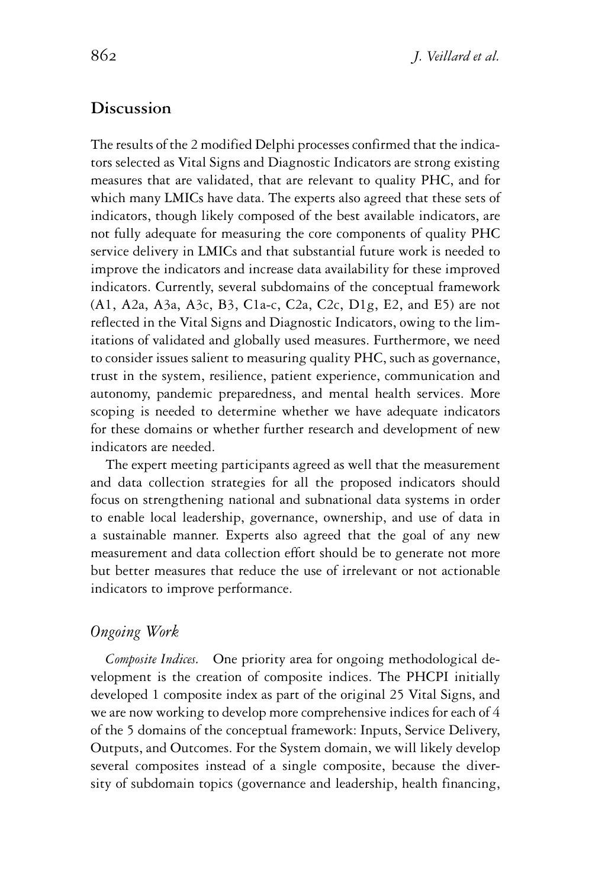## Discussion

The results of the 2 modified Delphi processes confirmed that the indicators selected as Vital Signs and Diagnostic Indicators are strong existing measures that are validated, that are relevant to quality PHC, and for which many LMICs have data. The experts also agreed that these sets of indicators, though likely composed of the best available indicators, are not fully adequate for measuring the core components of quality PHC service delivery in LMICs and that substantial future work is needed to improve the indicators and increase data availability for these improved indicators. Currently, several subdomains of the conceptual framework (A1, A2a, A3a, A3c, B3, C1a-c, C2a, C2c, D1g, E2, and E5) are not reflected in the Vital Signs and Diagnostic Indicators, owing to the limitations of validated and globally used measures. Furthermore, we need to consider issues salient to measuring quality PHC, such as governance, trust in the system, resilience, patient experience, communication and autonomy, pandemic preparedness, and mental health services. More scoping is needed to determine whether we have adequate indicators for these domains or whether further research and development of new indicators are needed.

The expert meeting participants agreed as well that the measurement and data collection strategies for all the proposed indicators should focus on strengthening national and subnational data systems in order to enable local leadership, governance, ownership, and use of data in a sustainable manner. Experts also agreed that the goal of any new measurement and data collection effort should be to generate not more but better measures that reduce the use of irrelevant or not actionable indicators to improve performance.

### *Ongoing Work*

*Composite Indices.* One priority area for ongoing methodological development is the creation of composite indices. The PHCPI initially developed 1 composite index as part of the original 25 Vital Signs, and we are now working to develop more comprehensive indices for each of 4 of the 5 domains of the conceptual framework: Inputs, Service Delivery, Outputs, and Outcomes. For the System domain, we will likely develop several composites instead of a single composite, because the diversity of subdomain topics (governance and leadership, health financing,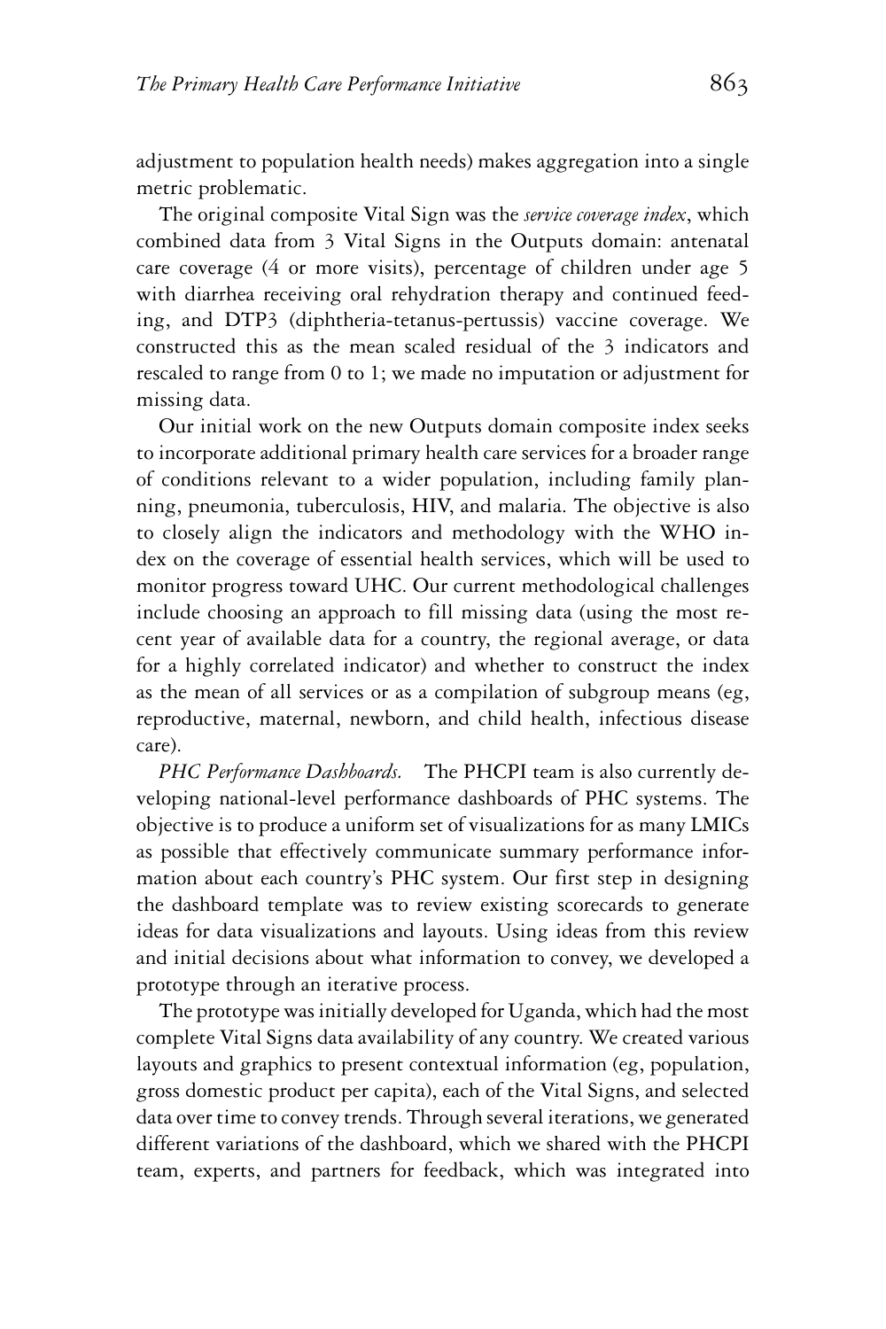adjustment to population health needs) makes aggregation into a single metric problematic.

The original composite Vital Sign was the *service coverage index*, which combined data from 3 Vital Signs in the Outputs domain: antenatal care coverage (4 or more visits), percentage of children under age 5 with diarrhea receiving oral rehydration therapy and continued feeding, and DTP3 (diphtheria-tetanus-pertussis) vaccine coverage. We constructed this as the mean scaled residual of the 3 indicators and rescaled to range from 0 to 1; we made no imputation or adjustment for missing data.

Our initial work on the new Outputs domain composite index seeks to incorporate additional primary health care services for a broader range of conditions relevant to a wider population, including family planning, pneumonia, tuberculosis, HIV, and malaria. The objective is also to closely align the indicators and methodology with the WHO index on the coverage of essential health services, which will be used to monitor progress toward UHC. Our current methodological challenges include choosing an approach to fill missing data (using the most recent year of available data for a country, the regional average, or data for a highly correlated indicator) and whether to construct the index as the mean of all services or as a compilation of subgroup means (eg, reproductive, maternal, newborn, and child health, infectious disease care).

*PHC Performance Dashboards.* The PHCPI team is also currently developing national-level performance dashboards of PHC systems. The objective is to produce a uniform set of visualizations for as many LMICs as possible that effectively communicate summary performance information about each country's PHC system. Our first step in designing the dashboard template was to review existing scorecards to generate ideas for data visualizations and layouts. Using ideas from this review and initial decisions about what information to convey, we developed a prototype through an iterative process.

The prototype was initially developed for Uganda, which had the most complete Vital Signs data availability of any country. We created various layouts and graphics to present contextual information (eg, population, gross domestic product per capita), each of the Vital Signs, and selected data over time to convey trends. Through several iterations, we generated different variations of the dashboard, which we shared with the PHCPI team, experts, and partners for feedback, which was integrated into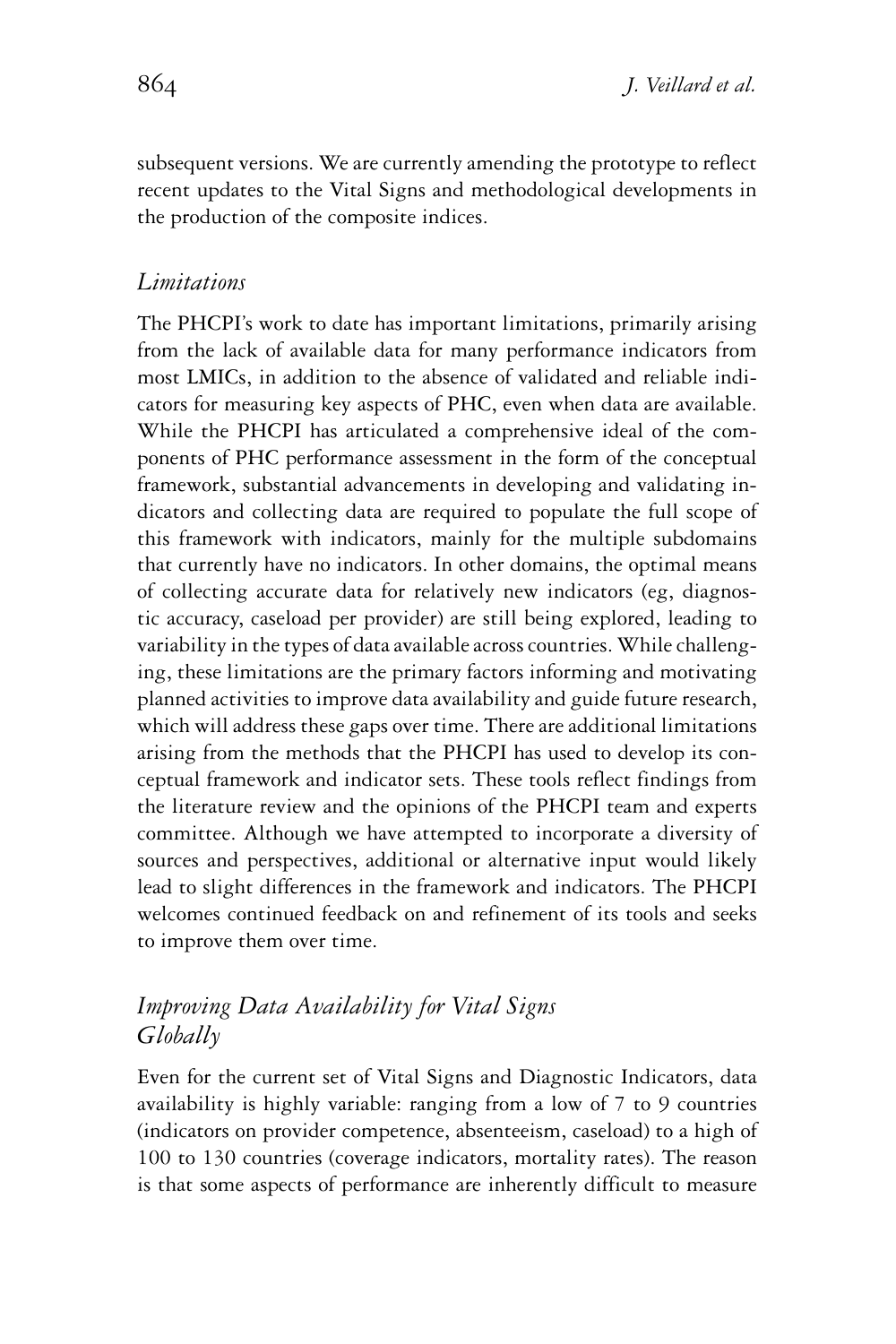subsequent versions. We are currently amending the prototype to reflect recent updates to the Vital Signs and methodological developments in the production of the composite indices.

### *Limitations*

The PHCPI's work to date has important limitations, primarily arising from the lack of available data for many performance indicators from most LMICs, in addition to the absence of validated and reliable indicators for measuring key aspects of PHC, even when data are available. While the PHCPI has articulated a comprehensive ideal of the components of PHC performance assessment in the form of the conceptual framework, substantial advancements in developing and validating indicators and collecting data are required to populate the full scope of this framework with indicators, mainly for the multiple subdomains that currently have no indicators. In other domains, the optimal means of collecting accurate data for relatively new indicators (eg, diagnostic accuracy, caseload per provider) are still being explored, leading to variability in the types of data available across countries. While challenging, these limitations are the primary factors informing and motivating planned activities to improve data availability and guide future research, which will address these gaps over time. There are additional limitations arising from the methods that the PHCPI has used to develop its conceptual framework and indicator sets. These tools reflect findings from the literature review and the opinions of the PHCPI team and experts committee. Although we have attempted to incorporate a diversity of sources and perspectives, additional or alternative input would likely lead to slight differences in the framework and indicators. The PHCPI welcomes continued feedback on and refinement of its tools and seeks to improve them over time.

### *Improving Data Availability for Vital Signs Globally*

Even for the current set of Vital Signs and Diagnostic Indicators, data availability is highly variable: ranging from a low of 7 to 9 countries (indicators on provider competence, absenteeism, caseload) to a high of 100 to 130 countries (coverage indicators, mortality rates). The reason is that some aspects of performance are inherently difficult to measure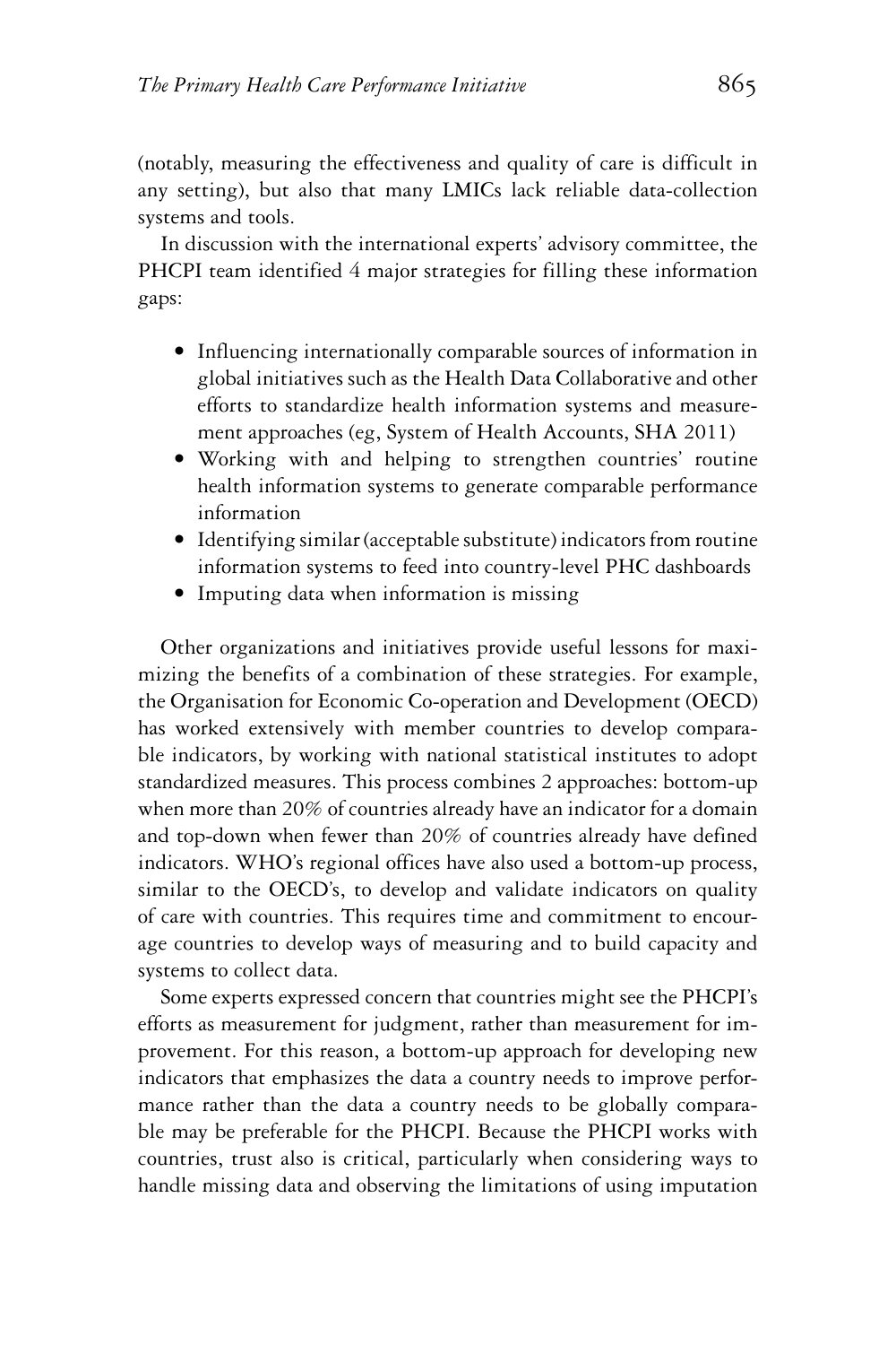(notably, measuring the effectiveness and quality of care is difficult in any setting), but also that many LMICs lack reliable data-collection systems and tools.

In discussion with the international experts' advisory committee, the PHCPI team identified 4 major strategies for filling these information gaps:

- Influencing internationally comparable sources of information in global initiatives such as the Health Data Collaborative and other efforts to standardize health information systems and measurement approaches (eg, System of Health Accounts, SHA 2011)
- Working with and helping to strengthen countries' routine health information systems to generate comparable performance information
- Identifying similar (acceptable substitute) indicators from routine information systems to feed into country-level PHC dashboards
- Imputing data when information is missing

Other organizations and initiatives provide useful lessons for maximizing the benefits of a combination of these strategies. For example, the Organisation for Economic Co-operation and Development (OECD) has worked extensively with member countries to develop comparable indicators, by working with national statistical institutes to adopt standardized measures. This process combines 2 approaches: bottom-up when more than 20% of countries already have an indicator for a domain and top-down when fewer than 20% of countries already have defined indicators. WHO's regional offices have also used a bottom-up process, similar to the OECD's, to develop and validate indicators on quality of care with countries. This requires time and commitment to encourage countries to develop ways of measuring and to build capacity and systems to collect data.

Some experts expressed concern that countries might see the PHCPI's efforts as measurement for judgment, rather than measurement for improvement. For this reason, a bottom-up approach for developing new indicators that emphasizes the data a country needs to improve performance rather than the data a country needs to be globally comparable may be preferable for the PHCPI. Because the PHCPI works with countries, trust also is critical, particularly when considering ways to handle missing data and observing the limitations of using imputation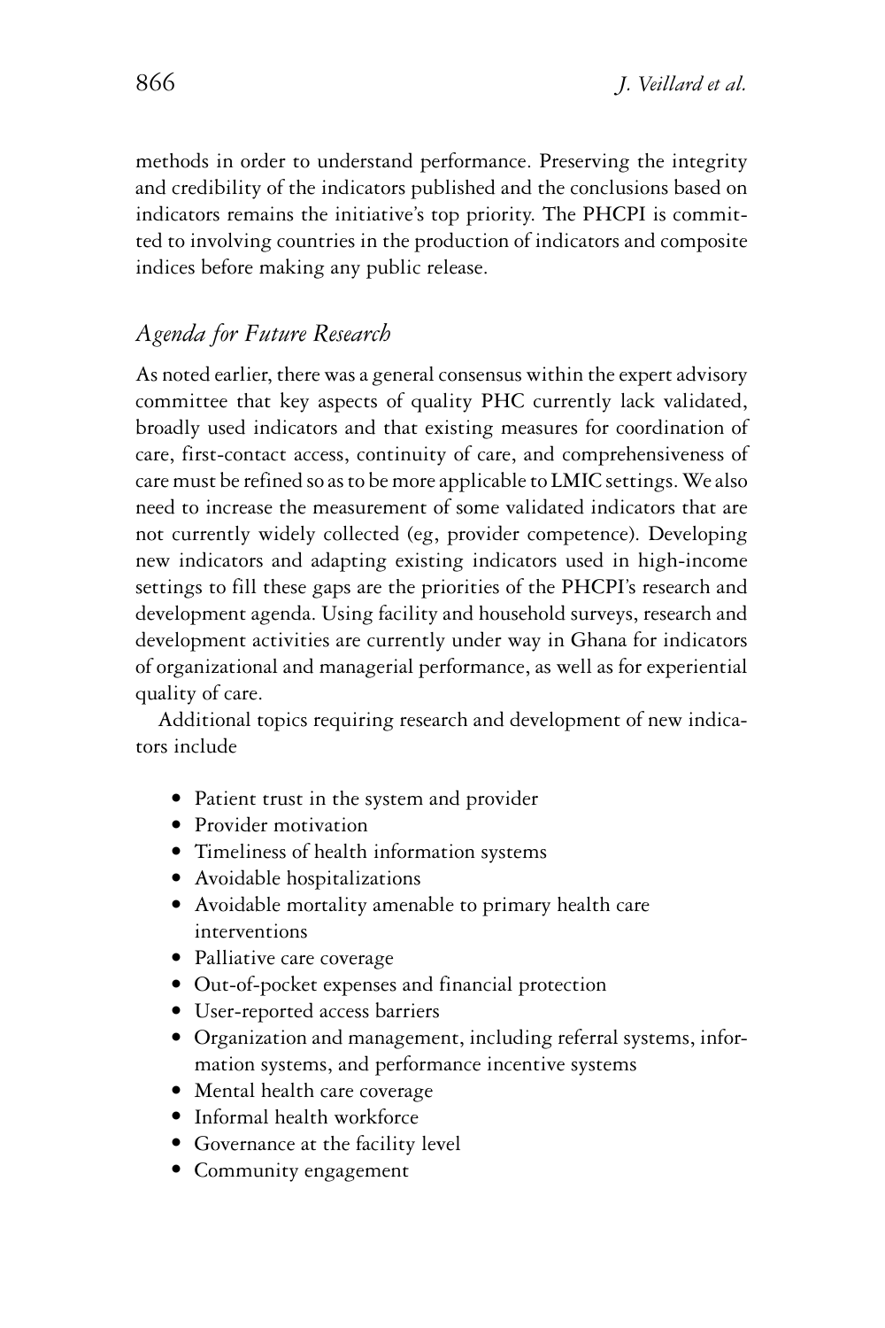methods in order to understand performance. Preserving the integrity and credibility of the indicators published and the conclusions based on indicators remains the initiative's top priority. The PHCPI is committed to involving countries in the production of indicators and composite indices before making any public release.

## *Agenda for Future Research*

As noted earlier, there was a general consensus within the expert advisory committee that key aspects of quality PHC currently lack validated, broadly used indicators and that existing measures for coordination of care, first-contact access, continuity of care, and comprehensiveness of care must be refined so as to be more applicable to LMIC settings. We also need to increase the measurement of some validated indicators that are not currently widely collected (eg, provider competence). Developing new indicators and adapting existing indicators used in high-income settings to fill these gaps are the priorities of the PHCPI's research and development agenda. Using facility and household surveys, research and development activities are currently under way in Ghana for indicators of organizational and managerial performance, as well as for experiential quality of care.

Additional topics requiring research and development of new indicators include

- Patient trust in the system and provider
- Provider motivation
- Timeliness of health information systems
- Avoidable hospitalizations
- Avoidable mortality amenable to primary health care interventions
- Palliative care coverage
- Out-of-pocket expenses and financial protection
- User-reported access barriers
- Organization and management, including referral systems, information systems, and performance incentive systems
- Mental health care coverage
- Informal health workforce
- Governance at the facility level
- Community engagement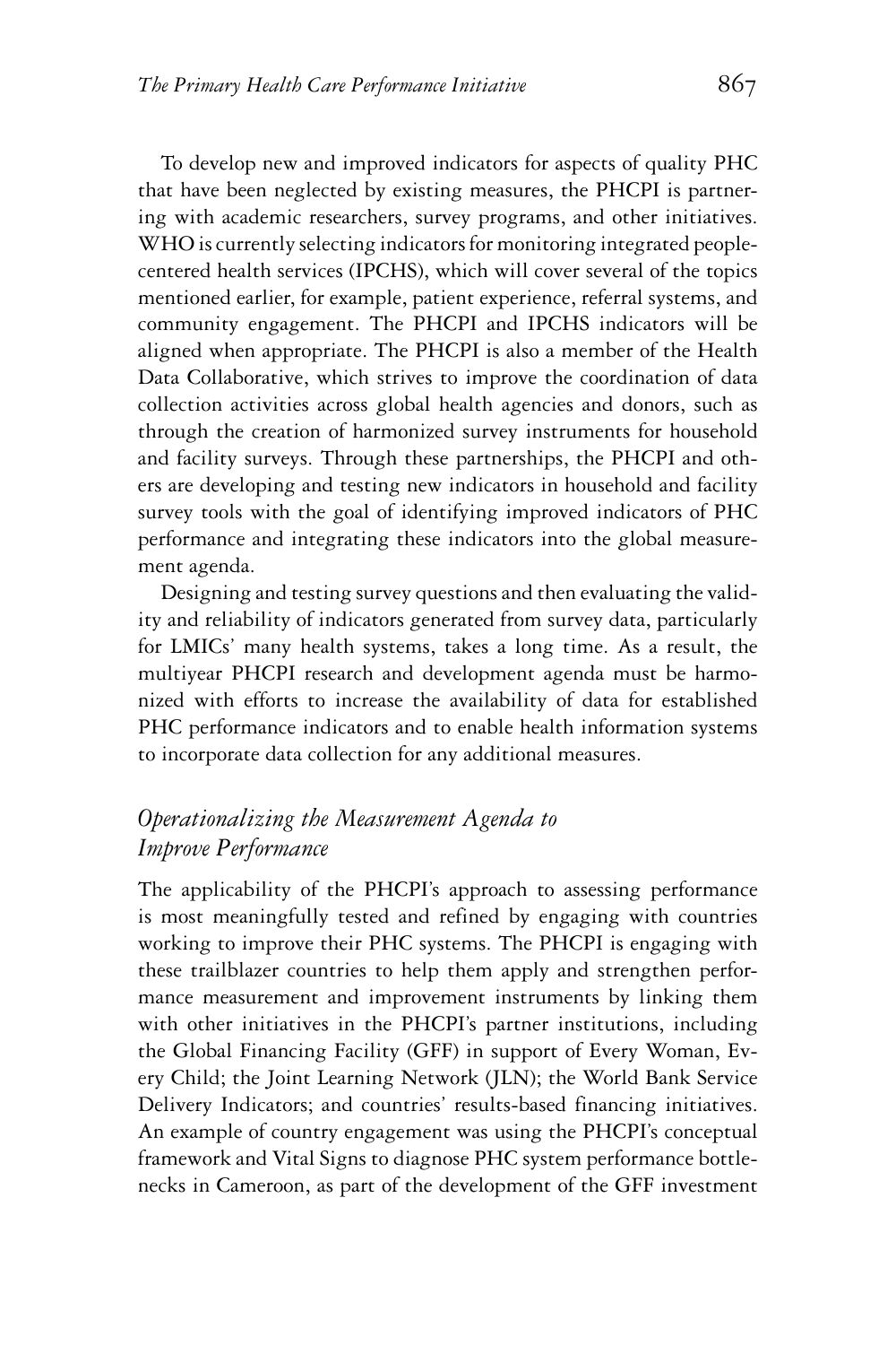To develop new and improved indicators for aspects of quality PHC that have been neglected by existing measures, the PHCPI is partnering with academic researchers, survey programs, and other initiatives. WHO is currently selecting indicators for monitoring integrated people-centered health services (IPCHS), which will cover several of the topics mentioned earlier, for example, patient experience, referral systems, and community engagement. The PHCPI and IPCHS indicators will be aligned when appropriate. The PHCPI is also a member of the Health Data Collaborative, which strives to improve the coordination of data collection activities across global health agencies and donors, such as through the creation of harmonized survey instruments for household and facility surveys. Through these partnerships, the PHCPI and others are developing and testing new indicators in household and facility survey tools with the goal of identifying improved indicators of PHC performance and integrating these indicators into the global measurement agenda.

Designing and testing survey questions and then evaluating the validity and reliability of indicators generated from survey data, particularly for LMICs' many health systems, takes a long time. As a result, the multiyear PHCPI research and development agenda must be harmonized with efforts to increase the availability of data for established PHC performance indicators and to enable health information systems to incorporate data collection for any additional measures.

## *Operationalizing the Measurement Agenda to Improve Performance*

The applicability of the PHCPI's approach to assessing performance is most meaningfully tested and refined by engaging with countries working to improve their PHC systems. The PHCPI is engaging with these trailblazer countries to help them apply and strengthen performance measurement and improvement instruments by linking them with other initiatives in the PHCPI's partner institutions, including the Global Financing Facility (GFF) in support of Every Woman, Every Child; the Joint Learning Network (JLN); the World Bank Service Delivery Indicators; and countries' results-based financing initiatives. An example of country engagement was using the PHCPI's conceptual framework and Vital Signs to diagnose PHC system performance bottlenecks in Cameroon, as part of the development of the GFF investment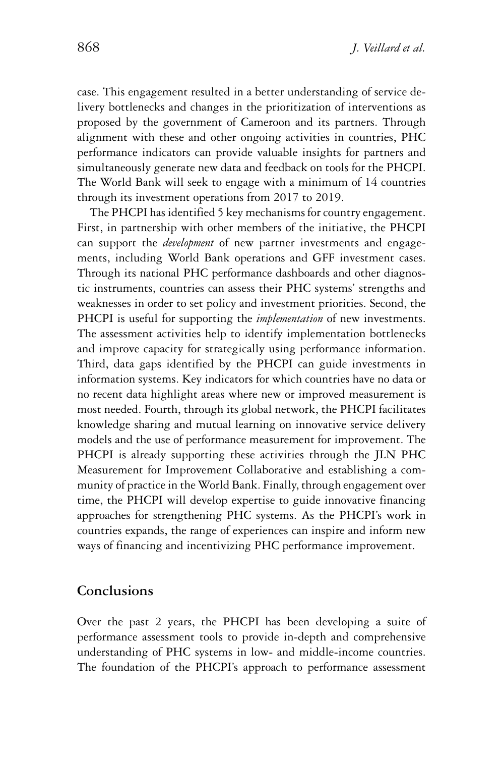case. This engagement resulted in a better understanding of service delivery bottlenecks and changes in the prioritization of interventions as proposed by the government of Cameroon and its partners. Through alignment with these and other ongoing activities in countries, PHC performance indicators can provide valuable insights for partners and simultaneously generate new data and feedback on tools for the PHCPI. The World Bank will seek to engage with a minimum of 14 countries through its investment operations from 2017 to 2019.

The PHCPI has identified 5 key mechanisms for country engagement. First, in partnership with other members of the initiative, the PHCPI can support the *development* of new partner investments and engagements, including World Bank operations and GFF investment cases. Through its national PHC performance dashboards and other diagnostic instruments, countries can assess their PHC systems' strengths and weaknesses in order to set policy and investment priorities. Second, the PHCPI is useful for supporting the *implementation* of new investments. The assessment activities help to identify implementation bottlenecks and improve capacity for strategically using performance information. Third, data gaps identified by the PHCPI can guide investments in information systems. Key indicators for which countries have no data or no recent data highlight areas where new or improved measurement is most needed. Fourth, through its global network, the PHCPI facilitates knowledge sharing and mutual learning on innovative service delivery models and the use of performance measurement for improvement. The PHCPI is already supporting these activities through the JLN PHC Measurement for Improvement Collaborative and establishing a community of practice in the World Bank. Finally, through engagement over time, the PHCPI will develop expertise to guide innovative financing approaches for strengthening PHC systems. As the PHCPI's work in countries expands, the range of experiences can inspire and inform new ways of financing and incentivizing PHC performance improvement.

## Conclusions

Over the past 2 years, the PHCPI has been developing a suite of performance assessment tools to provide in-depth and comprehensive understanding of PHC systems in low- and middle-income countries. The foundation of the PHCPI's approach to performance assessment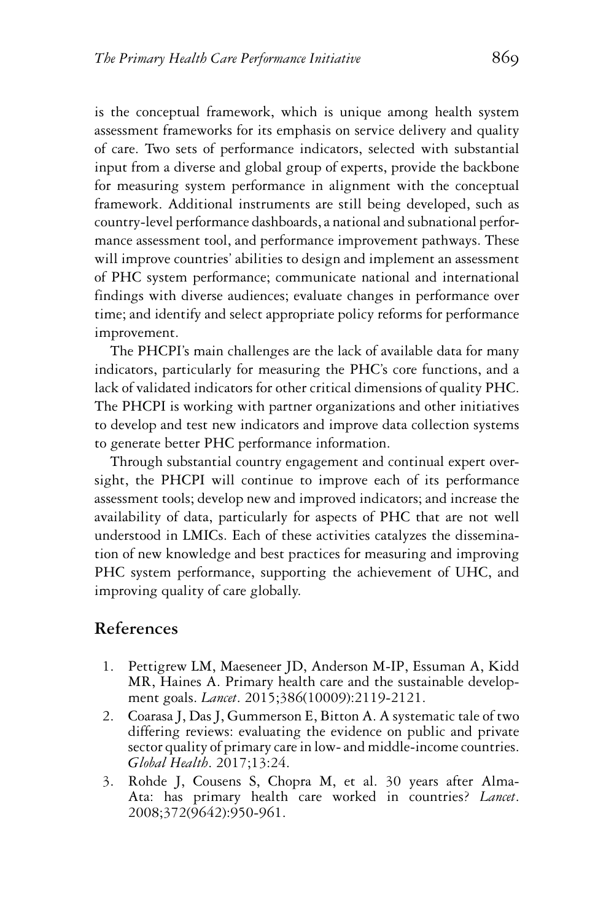is the conceptual framework, which is unique among health system assessment frameworks for its emphasis on service delivery and quality of care. Two sets of performance indicators, selected with substantial input from a diverse and global group of experts, provide the backbone for measuring system performance in alignment with the conceptual framework. Additional instruments are still being developed, such as country-level performance dashboards, a national and subnational performance assessment tool, and performance improvement pathways. These will improve countries' abilities to design and implement an assessment of PHC system performance; communicate national and international findings with diverse audiences; evaluate changes in performance over time; and identify and select appropriate policy reforms for performance improvement.

The PHCPI's main challenges are the lack of available data for many indicators, particularly for measuring the PHC's core functions, and a lack of validated indicators for other critical dimensions of quality PHC. The PHCPI is working with partner organizations and other initiatives to develop and test new indicators and improve data collection systems to generate better PHC performance information.

Through substantial country engagement and continual expert oversight, the PHCPI will continue to improve each of its performance assessment tools; develop new and improved indicators; and increase the availability of data, particularly for aspects of PHC that are not well understood in LMICs. Each of these activities catalyzes the dissemination of new knowledge and best practices for measuring and improving PHC system performance, supporting the achievement of UHC, and improving quality of care globally.

## References

1. Pettigrew LM, Maeseneer JD, Anderson M-IP, Essuman A, Kidd MR, Haines A. Primary health care and the sustainable development goals. *Lancet*. 2015;386(10009):2119-2121.
2. Coarasa J, Das J, Gummerson E, Bitton A. A systematic tale of two differing reviews: evaluating the evidence on public and private sector quality of primary care in low- and middle-income countries. *Global Health*. 2017;13:24.
3. Rohde J, Cousens S, Chopra M, et al. 30 years after Alma-Ata: has primary health care worked in countries? *Lancet*. 2008;372(9642):950-961.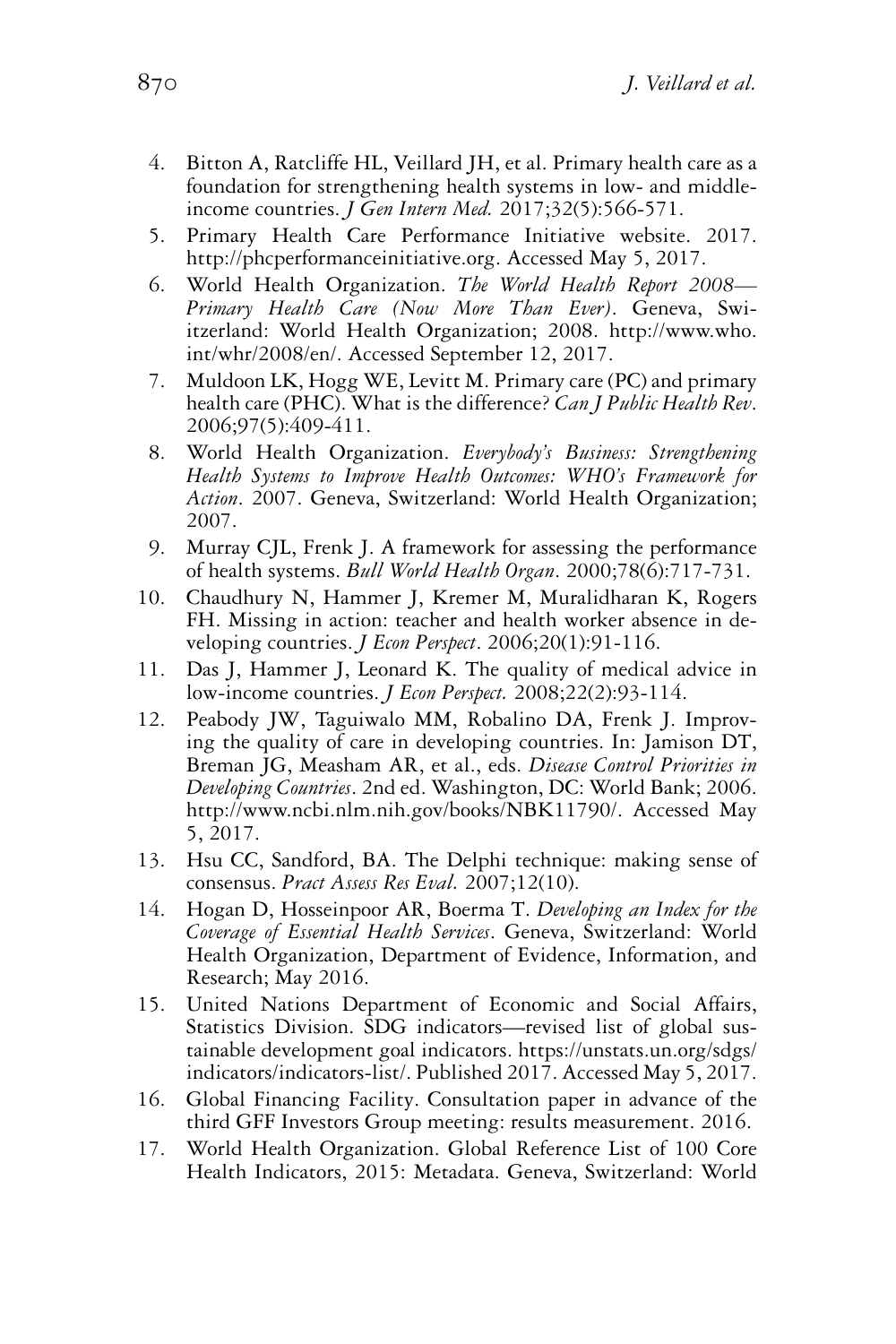4. Bitton A, Ratcliffe HL, Veillard JH, et al. Primary health care as a foundation for strengthening health systems in low- and middle-income countries. *J Gen Intern Med.* 2017;32(5):566-571.
5. Primary Health Care Performance Initiative website. 2017. http://phcperformanceinitiative.org. Accessed May 5, 2017.
6. World Health Organization. *The World Health Report 2008—Primary Health Care (Now More Than Ever)*. Geneva, Swiitzerland: World Health Organization; 2008. http://www.who.int/whr/2008/en/. Accessed September 12, 2017.
7. Muldoon LK, Hogg WE, Levitt M. Primary care (PC) and primary health care (PHC). What is the difference? *Can J Public Health Rev.* 2006;97(5):409-411.
8. World Health Organization. *Everybody's Business: Strengthening Health Systems to Improve Health Outcomes: WHO's Framework for Action*. 2007. Geneva, Switzerland: World Health Organization; 2007.
9. Murray CJL, Frenk J. A framework for assessing the performance of health systems. *Bull World Health Organ.* 2000;78(6):717-731.
10. Chaudhury N, Hammer J, Kremer M, Muralidharan K, Rogers FH. Missing in action: teacher and health worker absence in developing countries. *J Econ Perspect.* 2006;20(1):91-116.
11. Das J, Hammer J, Leonard K. The quality of medical advice in low-income countries. *J Econ Perspect.* 2008;22(2):93-114.
12. Peabody JW, Taguiwalo MM, Robalino DA, Frenk J. Improving the quality of care in developing countries. In: Jamison DT, Breman JG, Measham AR, et al., eds. *Disease Control Priorities in Developing Countries*. 2nd ed. Washington, DC: World Bank; 2006. http://www.ncbi.nlm.nih.gov/books/NBK11790/. Accessed May 5, 2017.
13. Hsu CC, Sandford, BA. The Delphi technique: making sense of consensus. *Pract Assess Res Eval.* 2007;12(10).
14. Hogan D, Hosseinpoor AR, Boerma T. *Developing an Index for the Coverage of Essential Health Services*. Geneva, Switzerland: World Health Organization, Department of Evidence, Information, and Research; May 2016.
15. United Nations Department of Economic and Social Affairs, Statistics Division. SDG indicators—revised list of global sustainable development goal indicators. https://unstats.un.org/sdgs/indicators/indicators-list/. Published 2017. Accessed May 5, 2017.
16. Global Financing Facility. Consultation paper in advance of the third GFF Investors Group meeting: results measurement. 2016.
17. World Health Organization. Global Reference List of 100 Core Health Indicators, 2015: Metadata. Geneva, Switzerland: World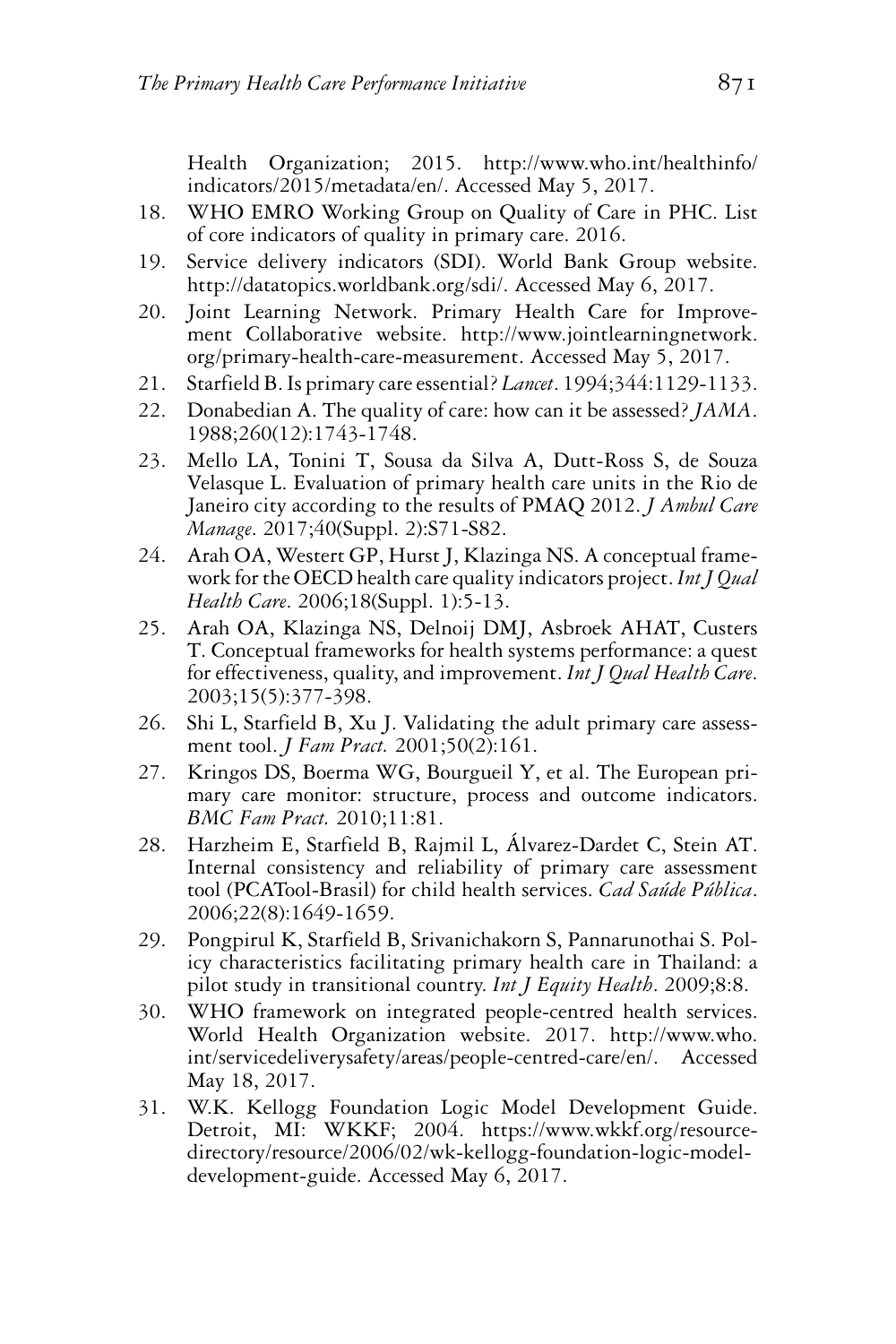Health Organization; 2015. http://www.who.int/healthinfo/indicators/2015/metadata/en/. Accessed May 5, 2017.

18. WHO EMRO Working Group on Quality of Care in PHC. List of core indicators of quality in primary care. 2016.
19. Service delivery indicators (SDI). World Bank Group website. http://datatopics.worldbank.org/sdi/. Accessed May 6, 2017.
20. Joint Learning Network. Primary Health Care for Improvement Collaborative website. http://www.jointlearningnetwork.org/primary-health-care-measurement. Accessed May 5, 2017.
21. Starfield B. Is primary care essential? *Lancet*. 1994;344:1129-1133.
22. Donabedian A. The quality of care: how can it be assessed? *JAMA*. 1988;260(12):1743-1748.
23. Mello LA, Tonini T, Sousa da Silva A, Dutt-Ross S, de Souza Velasque L. Evaluation of primary health care units in the Rio de Janeiro city according to the results of PMAQ 2012. *J Ambul Care Manage*. 2017;40(Suppl. 2):S71-S82.
24. Arah OA, Westert GP, Hurst J, Klazinga NS. A conceptual framework for the OECD health care quality indicators project. *Int J Qual Health Care*. 2006;18(Suppl. 1):5-13.
25. Arah OA, Klazinga NS, Delnoij DMJ, Asbroek AHAT, Custers T. Conceptual frameworks for health systems performance: a quest for effectiveness, quality, and improvement. *Int J Qual Health Care*. 2003;15(5):377-398.
26. Shi L, Starfield B, Xu J. Validating the adult primary care assessment tool. *J Fam Pract.* 2001;50(2):161.
27. Kringos DS, Boerma WG, Bourgueil Y, et al. The European primary care monitor: structure, process and outcome indicators. *BMC Fam Pract.* 2010;11:81.
28. Harzheim E, Starfield B, Rajmil L, Álvarez-Dardet C, Stein AT. Internal consistency and reliability of primary care assessment tool (PCATool-Brasil) for child health services. *Cad Saúde Pública*. 2006;22(8):1649-1659.
29. Pongpirul K, Starfield B, Srivanichakorn S, Pannarunothai S. Policy characteristics facilitating primary health care in Thailand: a pilot study in transitional country. *Int J Equity Health*. 2009;8:8.
30. WHO framework on integrated people-centred health services. World Health Organization website. 2017. http://www.who.int/servicedeliverysafety/areas/people-centred-care/en/. Accessed May 18, 2017.
31. W.K. Kellogg Foundation Logic Model Development Guide. Detroit, MI: WKKF; 2004. https://www.wkkf.org/resource-directory/resource/2006/02/wk-kellogg-foundation-logic-model-development-guide. Accessed May 6, 2017.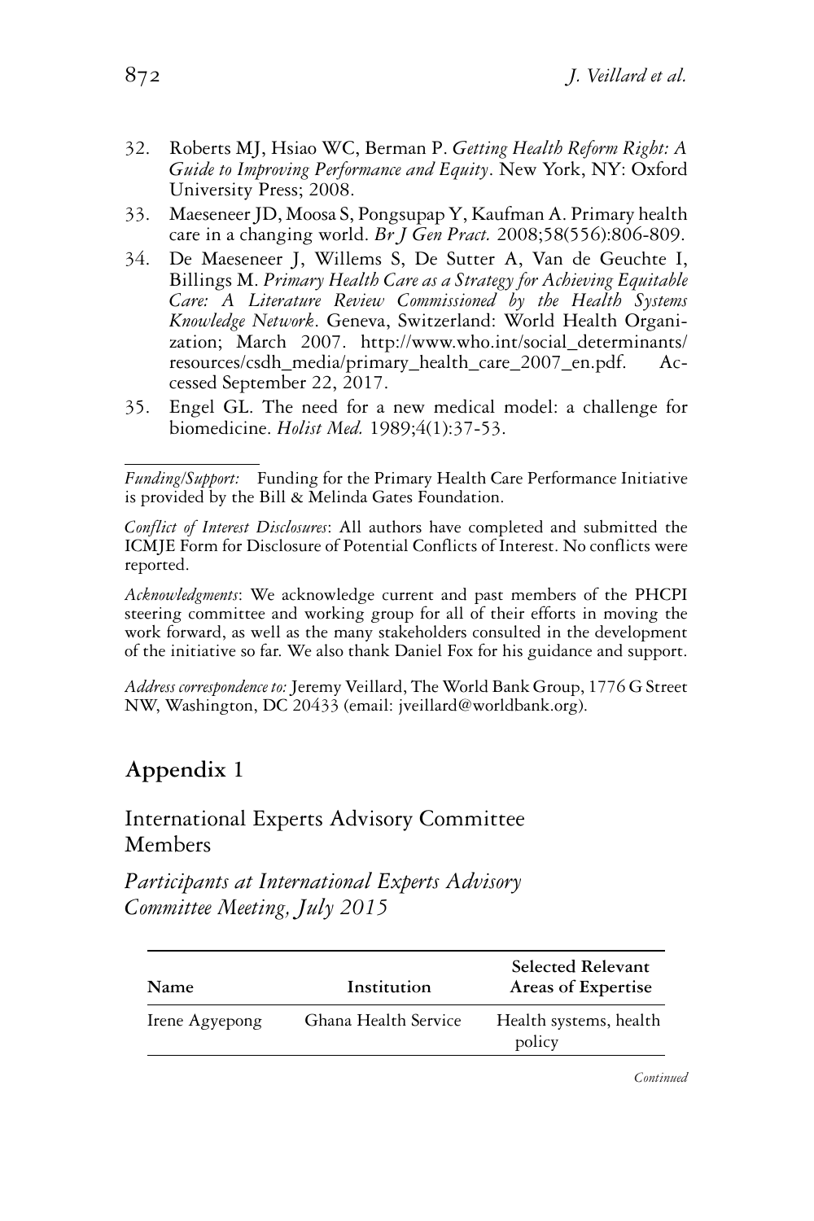32. Roberts MJ, Hsiao WC, Berman P. *Getting Health Reform Right: A Guide to Improving Performance and Equity*. New York, NY: Oxford University Press; 2008.
33. Maeseneer JD, Moosa S, Pongsupap Y, Kaufman A. Primary health care in a changing world. *Br J Gen Pract.* 2008;58(556):806-809.
34. De Maeseneer J, Willems S, De Sutter A, Van de Geuchte I, Billings M. *Primary Health Care as a Strategy for Achieving Equitable Care: A Literature Review Commissioned by the Health Systems Knowledge Network*. Geneva, Switzerland: World Health Organization; March 2007. http://www.who.int/social_determinants/resources/csdh_media/primary_health_care_2007_en.pdf. Accessed September 22, 2017.
35. Engel GL. The need for a new medical model: a challenge for biomedicine. *Holist Med.* 1989;4(1):37-53.

---

*Funding/Support:* Funding for the Primary Health Care Performance Initiative is provided by the Bill & Melinda Gates Foundation.

*Conflict of Interest Disclosures*: All authors have completed and submitted the ICMJE Form for Disclosure of Potential Conflicts of Interest. No conflicts were reported.

*Acknowledgments*: We acknowledge current and past members of the PHCPI steering committee and working group for all of their efforts in moving the work forward, as well as the many stakeholders consulted in the development of the initiative so far. We also thank Daniel Fox for his guidance and support.

*Address correspondence to:* Jeremy Veillard, The World Bank Group, 1776 G Street NW, Washington, DC 20433 (email: jveillard@worldbank.org).

## Appendix 1

### International Experts Advisory Committee Members

*Participants at International Experts Advisory Committee Meeting, July 2015*

| Name | Institution | Selected Relevant Areas of Expertise |
|---|---|---|
| Irene Agyepong | Ghana Health Service | Health systems, health policy |

*Continued*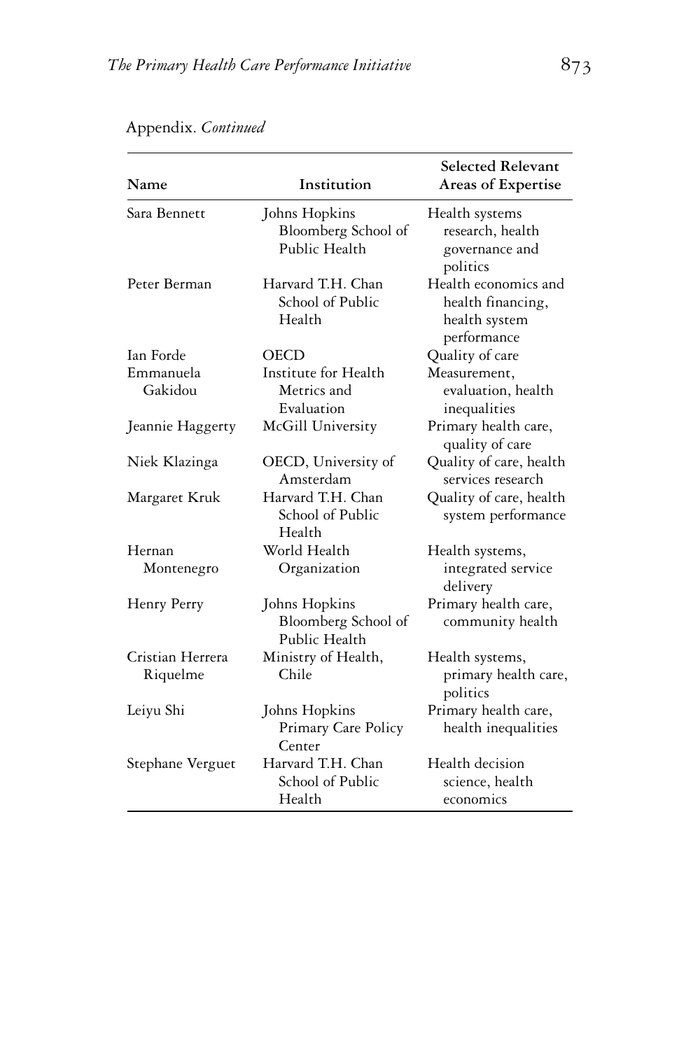Appendix. *Continued*

| Name | Institution | Selected Relevant Areas of Expertise |
| --- | --- | --- |
| Sara Bennett | Johns Hopkins Bloomberg School of Public Health | Health systems research, health governance and politics |
| Peter Berman | Harvard T.H. Chan School of Public Health | Health economics and health financing, health system performance |
| Ian Forde | OECD | Quality of care |
| Emmanuela Gakidou | Institute for Health Metrics and Evaluation | Measurement, evaluation, health inequalities |
| Jeannie Haggerty | McGill University | Primary health care, quality of care |
| Niek Klazinga | OECD, University of Amsterdam | Quality of care, health services research |
| Margaret Kruk | Harvard T.H. Chan School of Public Health | Quality of care, health system performance |
| Hernan Montenegro | World Health Organization | Health systems, integrated service delivery |
| Henry Perry | Johns Hopkins Bloomberg School of Public Health | Primary health care, community health |
| Cristian Herrera Riquelme | Ministry of Health, Chile | Health systems, primary health care, politics |
| Leiyu Shi | Johns Hopkins Primary Care Policy Center | Primary health care, health inequalities |
| Stephane Verguet | Harvard T.H. Chan School of Public Health | Health decision science, health economics |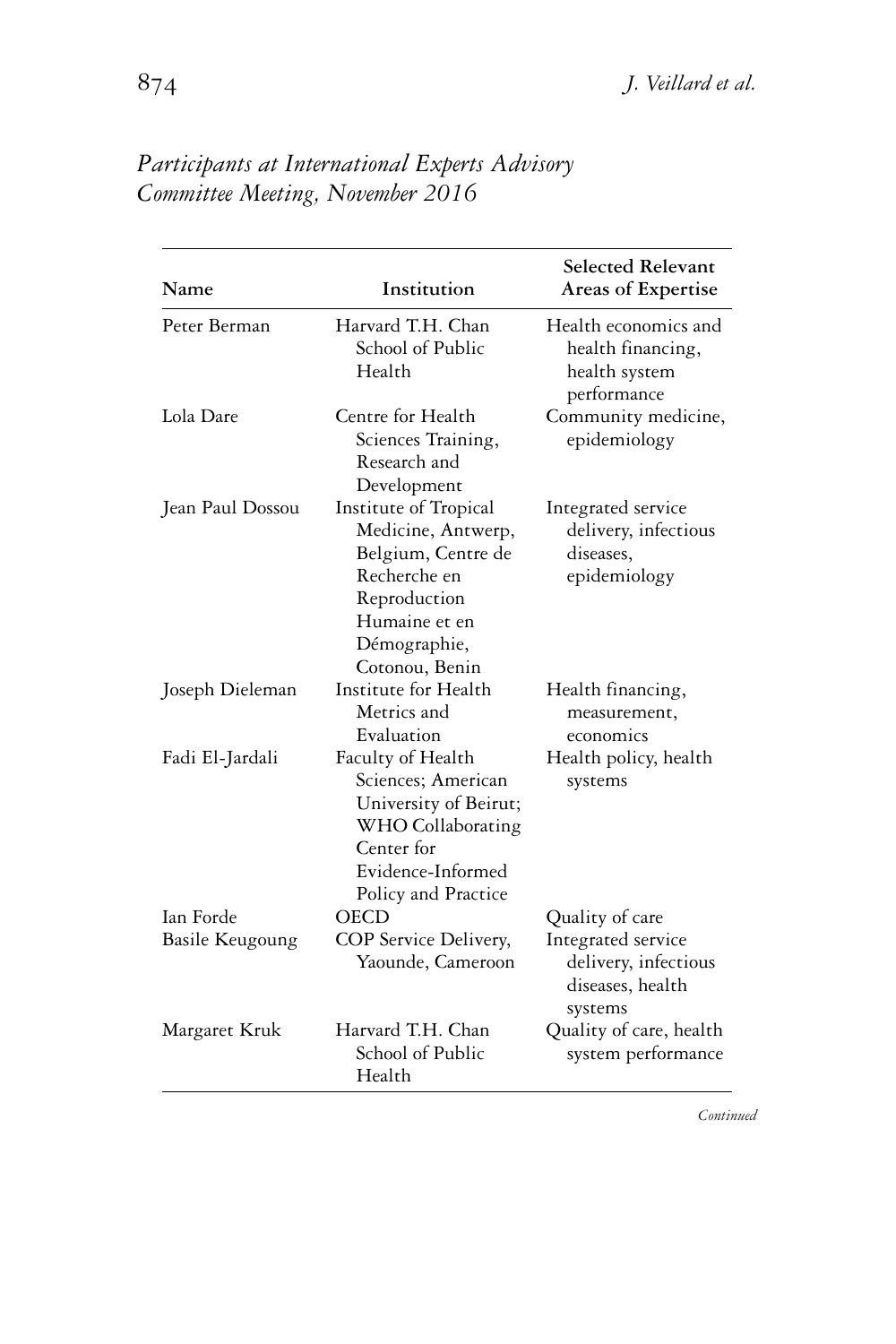*Participants at International Experts Advisory Committee Meeting, November 2016*

| Name | Institution | Selected Relevant Areas of Expertise |
|---|---|---|
| Peter Berman | Harvard T.H. Chan School of Public Health | Health economics and health financing, health system performance |
| Lola Dare | Centre for Health Sciences Training, Research and Development | Community medicine, epidemiology |
| Jean Paul Dossou | Institute of Tropical Medicine, Antwerp, Belgium, Centre de Recherche en Reproduction Humaine et en Démographie, Cotonou, Benin | Integrated service delivery, infectious diseases, epidemiology |
| Joseph Dieleman | Institute for Health Metrics and Evaluation | Health financing, measurement, economics |
| Fadi El-Jardali | Faculty of Health Sciences; American University of Beirut; WHO Collaborating Center for Evidence-Informed Policy and Practice | Health policy, health systems |
| Ian Forde | OECD | Quality of care |
| Basile Keugoung | COP Service Delivery, Yaounde, Cameroon | Integrated service delivery, infectious diseases, health systems |
| Margaret Kruk | Harvard T.H. Chan School of Public Health | Quality of care, health system performance |

*Continued*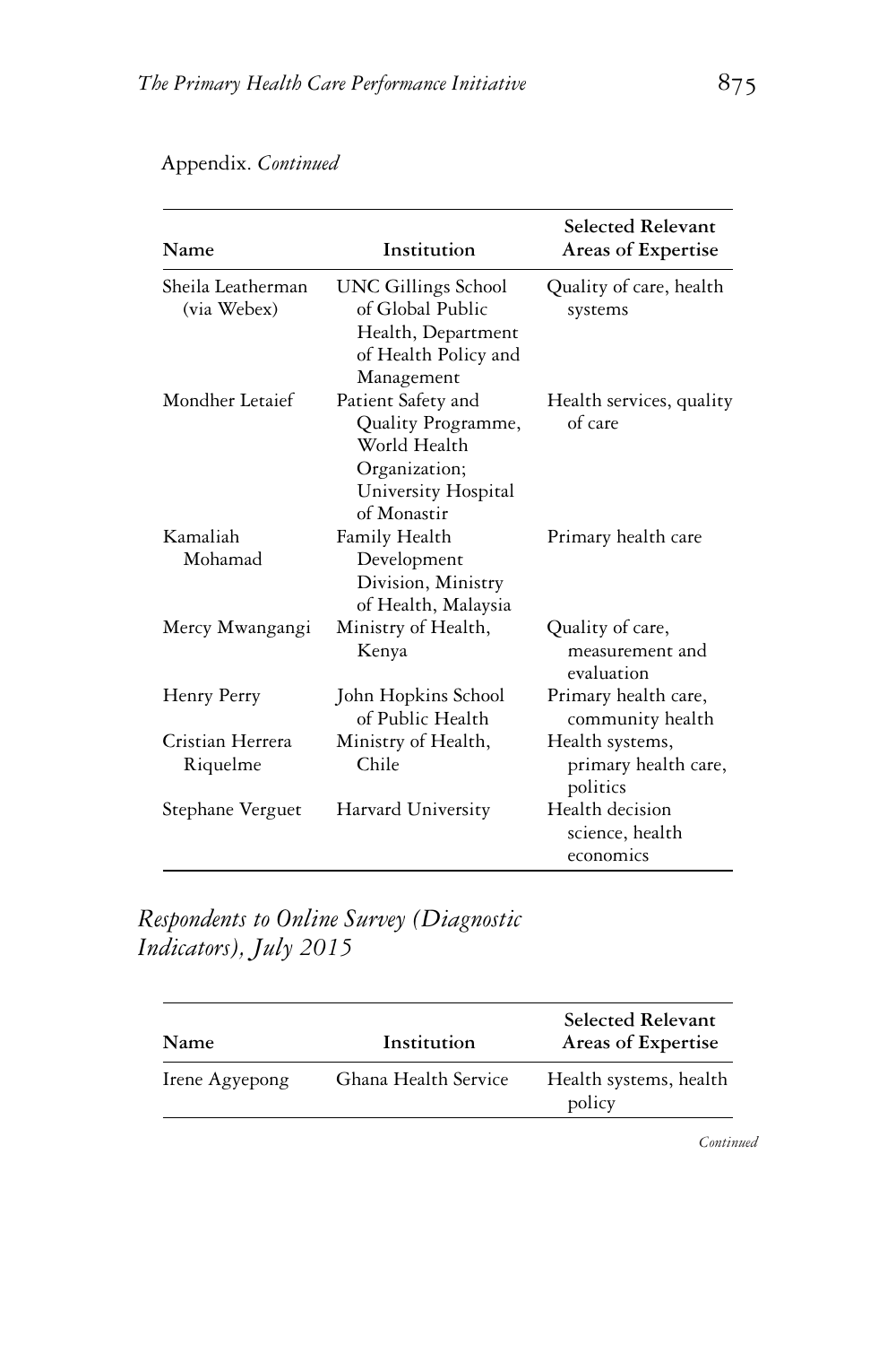Appendix. *Continued*

| Name | Institution | Selected Relevant Areas of Expertise |
| --- | --- | --- |
| Sheila Leatherman (via Webex) | UNC Gillings School of Global Public Health, Department of Health Policy and Management | Quality of care, health systems |
| Mondher Letaief | Patient Safety and Quality Programme, World Health Organization; University Hospital of Monastir | Health services, quality of care |
| Kamaliah Mohamad | Family Health Development Division, Ministry of Health, Malaysia | Primary health care |
| Mercy Mwangangi | Ministry of Health, Kenya | Quality of care, measurement and evaluation |
| Henry Perry | John Hopkins School of Public Health | Primary health care, community health |
| Cristian Herrera Riquelme | Ministry of Health, Chile | Health systems, primary health care, politics |
| Stephane Verguet | Harvard University | Health decision science, health economics |

## *Respondents to Online Survey (Diagnostic Indicators), July 2015*

| Name | Institution | Selected Relevant Areas of Expertise |
| --- | --- | --- |
| Irene Agyepong | Ghana Health Service | Health systems, health policy |

*Continued*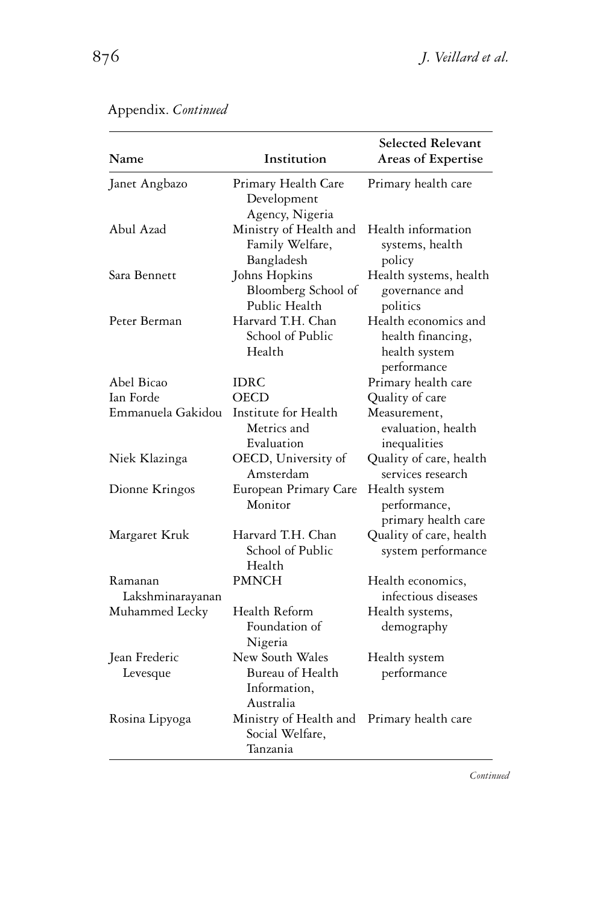Appendix. *Continued*

| Name | Institution | Selected Relevant Areas of Expertise |
|---|---|---|
| Janet Angbazo | Primary Health Care Development Agency, Nigeria | Primary health care |
| Abul Azad | Ministry of Health and Family Welfare, Bangladesh | Health information systems, health policy |
| Sara Bennett | Johns Hopkins Bloomberg School of Public Health | Health systems, health governance and politics |
| Peter Berman | Harvard T.H. Chan School of Public Health | Health economics and health financing, health system performance |
| Abel Bicao | IDRC | Primary health care |
| Ian Forde | OECD | Quality of care |
| Emmanuela Gakidou | Institute for Health Metrics and Evaluation | Measurement, evaluation, health inequalities |
| Niek Klazinga | OECD, University of Amsterdam | Quality of care, health services research |
| Dionne Kringos | European Primary Care Monitor | Health system performance, primary health care |
| Margaret Kruk | Harvard T.H. Chan School of Public Health | Quality of care, health system performance |
| Ramanan Lakshminarayanan | PMNCH | Health economics, infectious diseases |
| Muhammed Lecky | Health Reform Foundation of Nigeria | Health systems, demography |
| Jean Frederic Levesque | New South Wales Bureau of Health Information, Australia | Health system performance |
| Rosina Lipyoga | Ministry of Health and Social Welfare, Tanzania | Primary health care |

*Continued*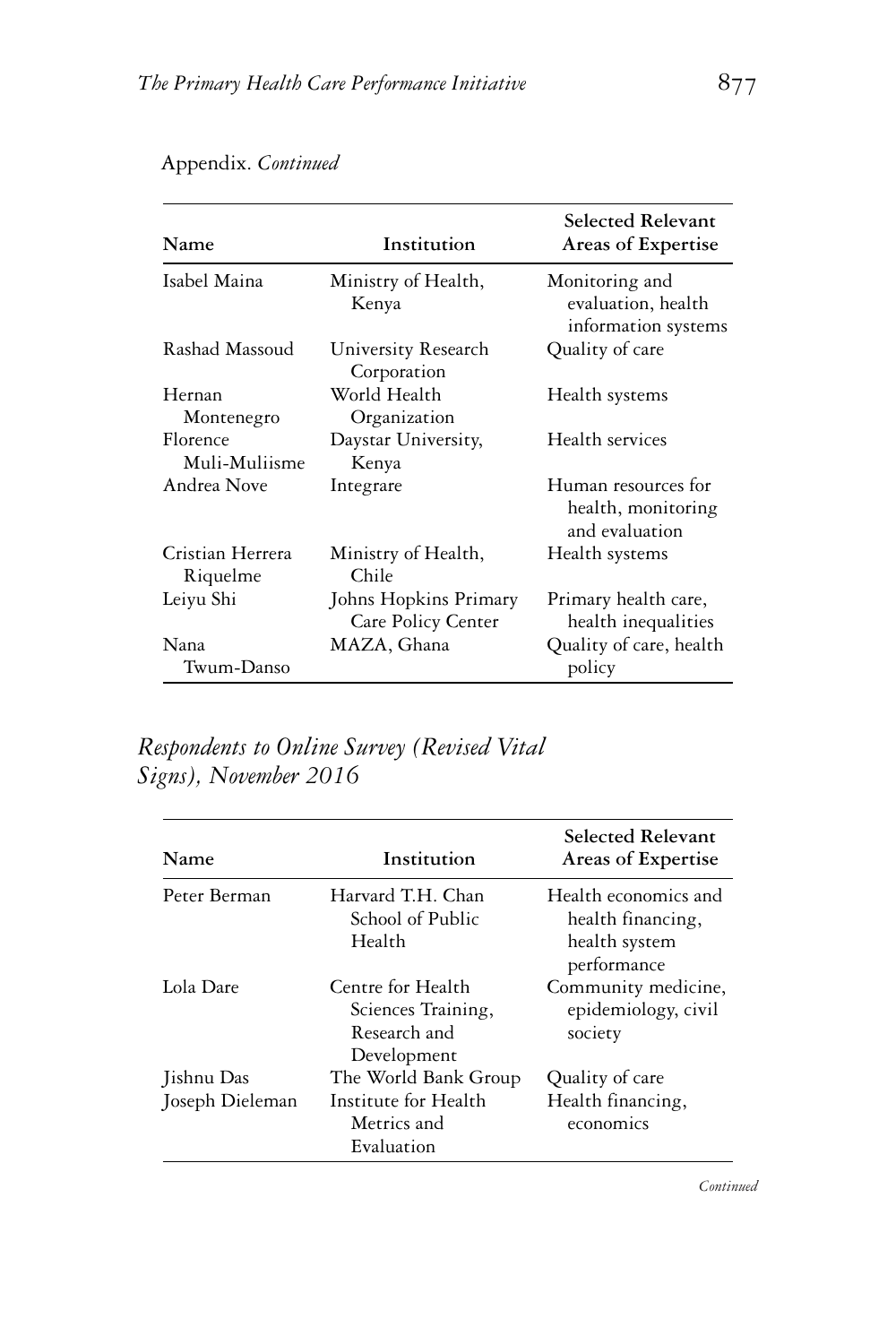Appendix. *Continued*

| Name | Institution | Selected Relevant Areas of Expertise |
|---|---|---|
| Isabel Maina | Ministry of Health, Kenya | Monitoring and evaluation, health information systems |
| Rashad Massoud | University Research Corporation | Quality of care |
| Hernan Montenegro | World Health Organization | Health systems |
| Florence Muli-Muliisme | Daystar University, Kenya | Health services |
| Andrea Nove | Integrare | Human resources for health, monitoring and evaluation |
| Cristian Herrera Riquelme | Ministry of Health, Chile | Health systems |
| Leiyu Shi | Johns Hopkins Primary Care Policy Center | Primary health care, health inequalities |
| Nana Twum-Danso | MAZA, Ghana | Quality of care, health policy |

## *Respondents to Online Survey (Revised Vital Signs), November 2016*

| Name | Institution | Selected Relevant Areas of Expertise |
|---|---|---|
| Peter Berman | Harvard T.H. Chan School of Public Health | Health economics and health financing, health system performance |
| Lola Dare | Centre for Health Sciences Training, Research and Development | Community medicine, epidemiology, civil society |
| Jishnu Das | The World Bank Group | Quality of care |
| Joseph Dieleman | Institute for Health Metrics and Evaluation | Health financing, economics |

*Continued*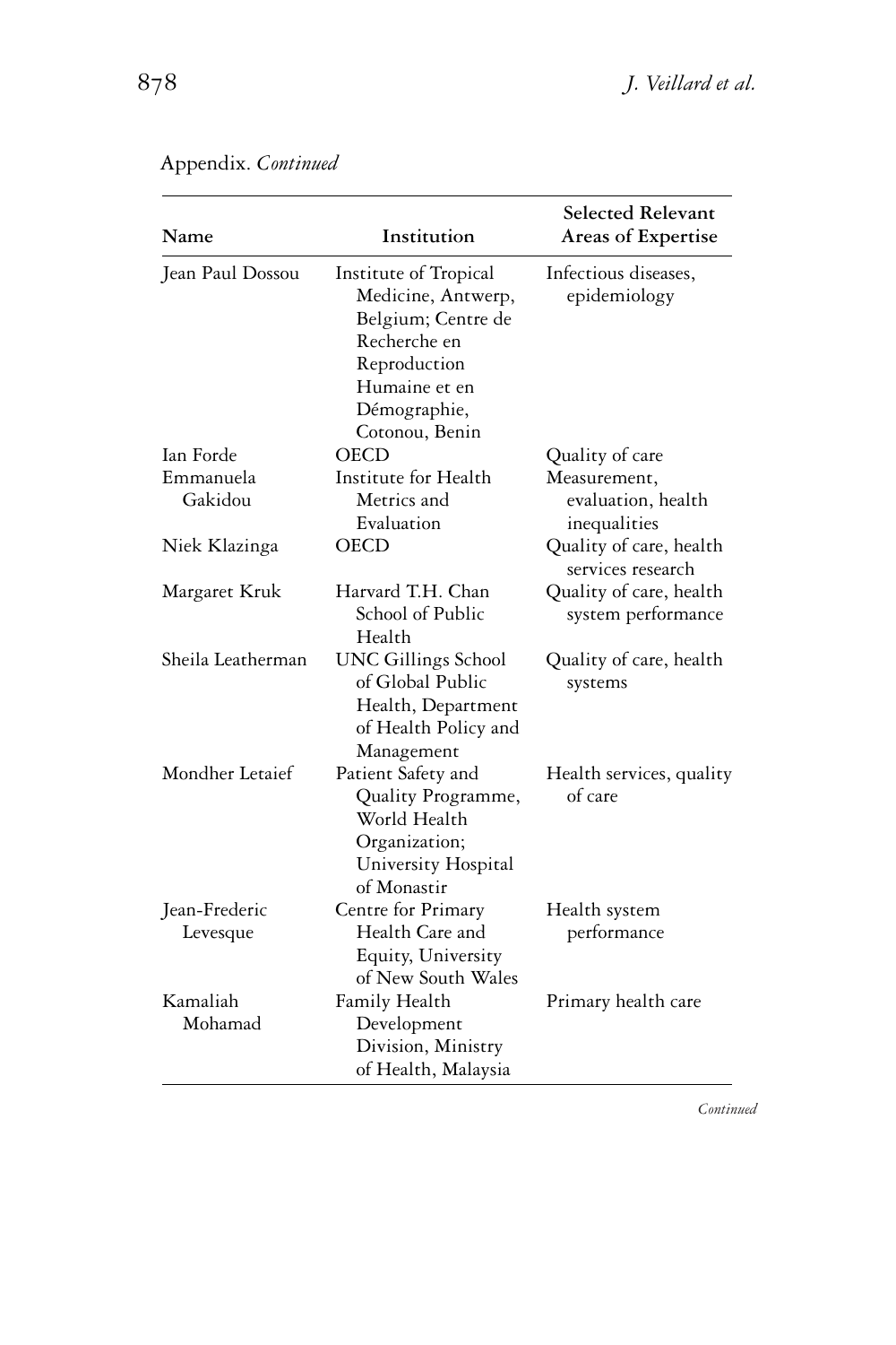Appendix. *Continued*

| Name | Institution | Selected Relevant Areas of Expertise |
|---|---|---|
| Jean Paul Dossou | Institute of Tropical Medicine, Antwerp, Belgium; Centre de Recherche en Reproduction Humaine et en Démographie, Cotonou, Benin | Infectious diseases, epidemiology |
| Ian Forde | OECD | Quality of care |
| Emmanuela Gakidou | Institute for Health Metrics and Evaluation | Measurement, evaluation, health inequalities |
| Niek Klazinga | OECD | Quality of care, health services research |
| Margaret Kruk | Harvard T.H. Chan School of Public Health | Quality of care, health system performance |
| Sheila Leatherman | UNC Gillings School of Global Public Health, Department of Health Policy and Management | Quality of care, health systems |
| Mondher Letaief | Patient Safety and Quality Programme, World Health Organization; University Hospital of Monastir | Health services, quality of care |
| Jean-Frederic Levesque | Centre for Primary Health Care and Equity, University of New South Wales | Health system performance |
| Kamaliah Mohamad | Family Health Development Division, Ministry of Health, Malaysia | Primary health care |

*Continued*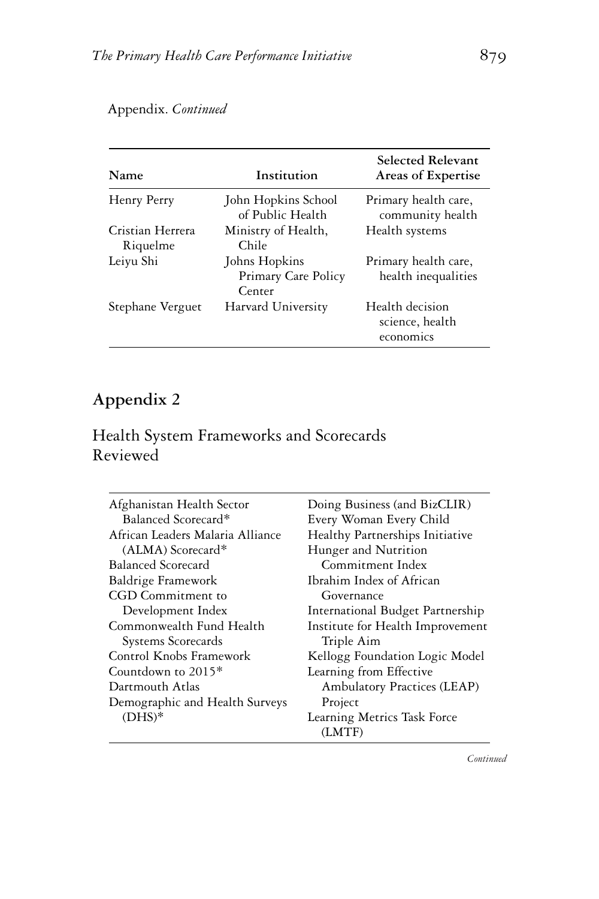Appendix. *Continued*

| Name | Institution | Selected Relevant Areas of Expertise |
|---|---|---|
| Henry Perry | John Hopkins School of Public Health | Primary health care, community health |
| Cristian Herrera Riquelme | Ministry of Health, Chile | Health systems |
| Leiyu Shi | Johns Hopkins Primary Care Policy Center | Primary health care, health inequalities |
| Stephane Verguet | Harvard University | Health decision science, health economics |

## Appendix 2

### Health System Frameworks and Scorecards Reviewed

| | |
|---|---|
| Afghanistan Health Sector Balanced Scorecard* | Doing Business (and BizCLIR) |
| African Leaders Malaria Alliance (ALMA) Scorecard* | Every Woman Every Child |
| Balanced Scorecard | Healthy Partnerships Initiative |
| Baldrige Framework | Hunger and Nutrition Commitment Index |
| CGD Commitment to Development Index | Ibrahim Index of African Governance |
| Commonwealth Fund Health Systems Scorecards | International Budget Partnership |
| Control Knobs Framework | Institute for Health Improvement Triple Aim |
| Countdown to 2015* | Kellogg Foundation Logic Model |
| Dartmouth Atlas | Learning from Effective Ambulatory Practices (LEAP) Project |
| Demographic and Health Surveys (DHS)* | Learning Metrics Task Force (LMTF) |

*Continued*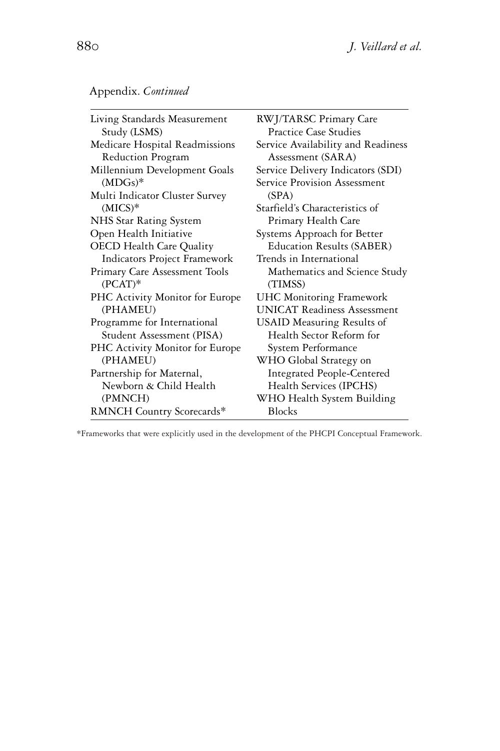Appendix. *Continued*

| | |
|---|---|
| Living Standards Measurement Study (LSMS) | RWJ/TARSC Primary Care Practice Case Studies |
| Medicare Hospital Readmissions Reduction Program | Service Availability and Readiness Assessment (SARA) |
| Millennium Development Goals (MDGs)* | Service Delivery Indicators (SDI) |
| Multi Indicator Cluster Survey (MICS)* | Service Provision Assessment (SPA) |
| NHS Star Rating System | Starfield's Characteristics of Primary Health Care |
| Open Health Initiative | Systems Approach for Better Education Results (SABER) |
| OECD Health Care Quality Indicators Project Framework | Trends in International Mathematics and Science Study (TIMSS) |
| Primary Care Assessment Tools (PCAT)* | UHC Monitoring Framework |
| PHC Activity Monitor for Europe (PHAMEU) | UNICAT Readiness Assessment |
| Programme for International Student Assessment (PISA) | USAID Measuring Results of Health Sector Reform for System Performance |
| PHC Activity Monitor for Europe (PHAMEU) | WHO Global Strategy on Integrated People-Centered Health Services (IPCHS) |
| Partnership for Maternal, Newborn & Child Health (PMNCH) | WHO Health System Building Blocks |
| RMNCH Country Scorecards* | |

*Frameworks that were explicitly used in the development of the PHCPI Conceptual Framework.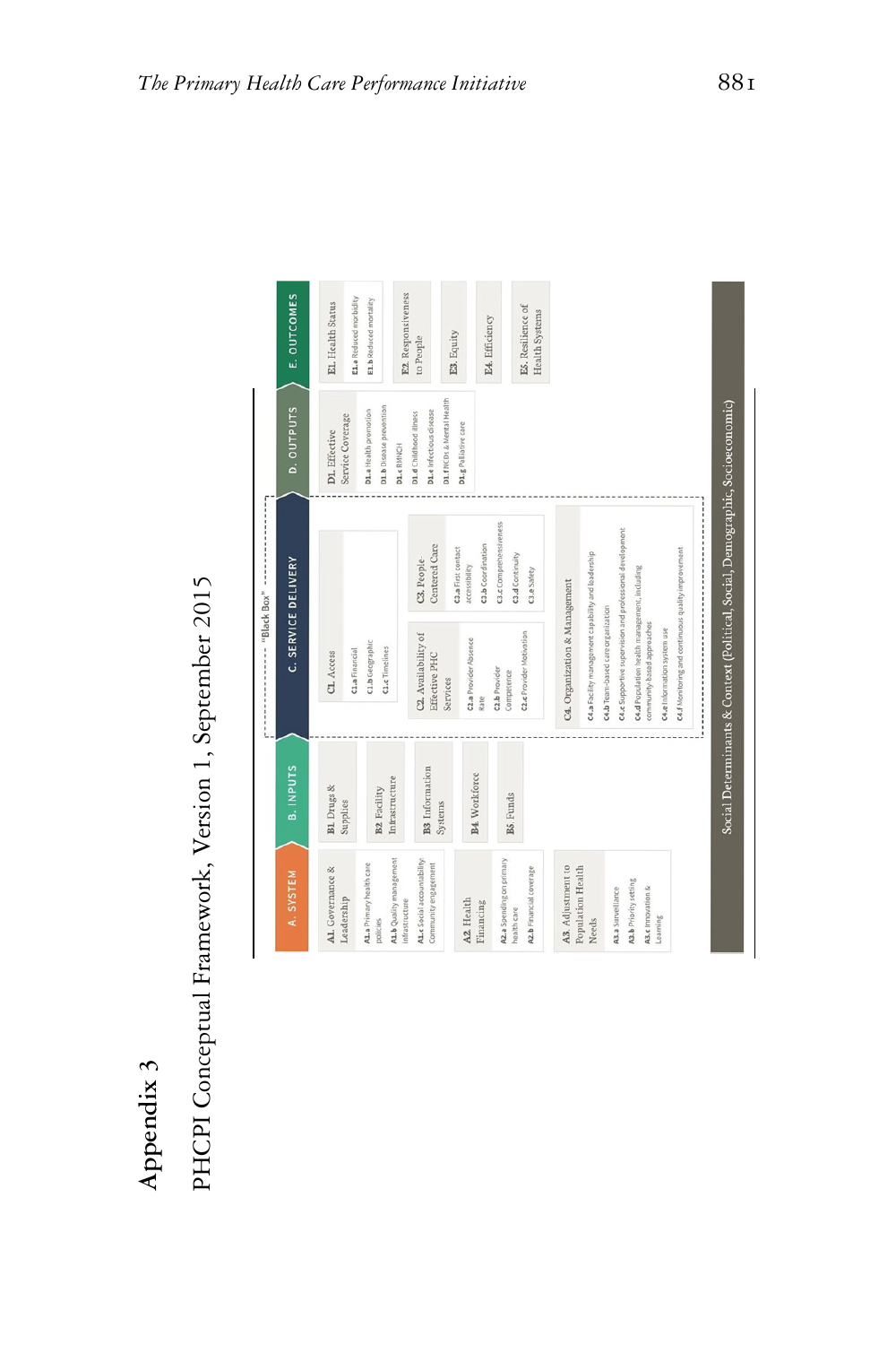# Appendix 3

## PHCPI Conceptual Framework, Version 1, September 2015

**A. SYSTEM**

- **A1. Governance & Leadership**
  - A1.a Primary health care policies
  - A1.b Quality management infrastructure
  - A1.c Social accountability: Community engagement
- **A2. Health Financing**
  - A2.a Spending on primary health care
  - A2.b Financial coverage
- **A3. Adjustment to Population Health Needs**
  - A3.a Surveillance
  - A3.b Priority setting
  - A3.c Innovation & Learning

**B. INPUTS**

- **B1. Drugs & Supplies**
- **B2. Facility Infrastructure**
- **B3. Information Systems**
- **B4. Workforce**
- **B5. Funds**

**C. SERVICE DELIVERY** ("Black Box")

- **C1. Access**
  - C1.a Financial
  - C1.b Geographic
  - C1.c Timeliness
- **C2. Availability of Effective PHC Services**
  - C2.a Provider Absence Rate
  - C2.b Provider Competence
  - C2.c Provider Motivation
- **C3. People-Centered Care**
  - C3.a First contact accessibility
  - C3.b Coordination
  - C3.c Comprehensiveness
  - C3.d Continuity
  - C3.e Safety
- **C4. Organization & Management**
  - C4.a Facility management capability and leadership
  - C4.b Team-based care organization
  - C4.c Supportive supervision and professional development
  - C4.d Population health management, including community-based approaches
  - C4.e Information system use
  - C4.f Monitoring and continuous quality improvement

**D. OUTPUTS**

- **D1. Effective Service Coverage**
  - D1.a Health promotion
  - D1.b Disease prevention
  - D1.c RMNCH
  - D1.d Childhood illness
  - D1.e Infectious disease
  - D1.f NCDs & Mental Health
  - D1.g Palliative care

**E. OUTCOMES**

- **E1. Health Status**
  - E1.a Reduced morbidity
  - E1.b Reduced mortality
- **E2. Responsiveness to People**
- **E3. Equity**
- **E4. Efficiency**
- **E5. Resilience of Health Systems**

Social Determinants & Context (Political, Social, Demographic, Socioeconomic)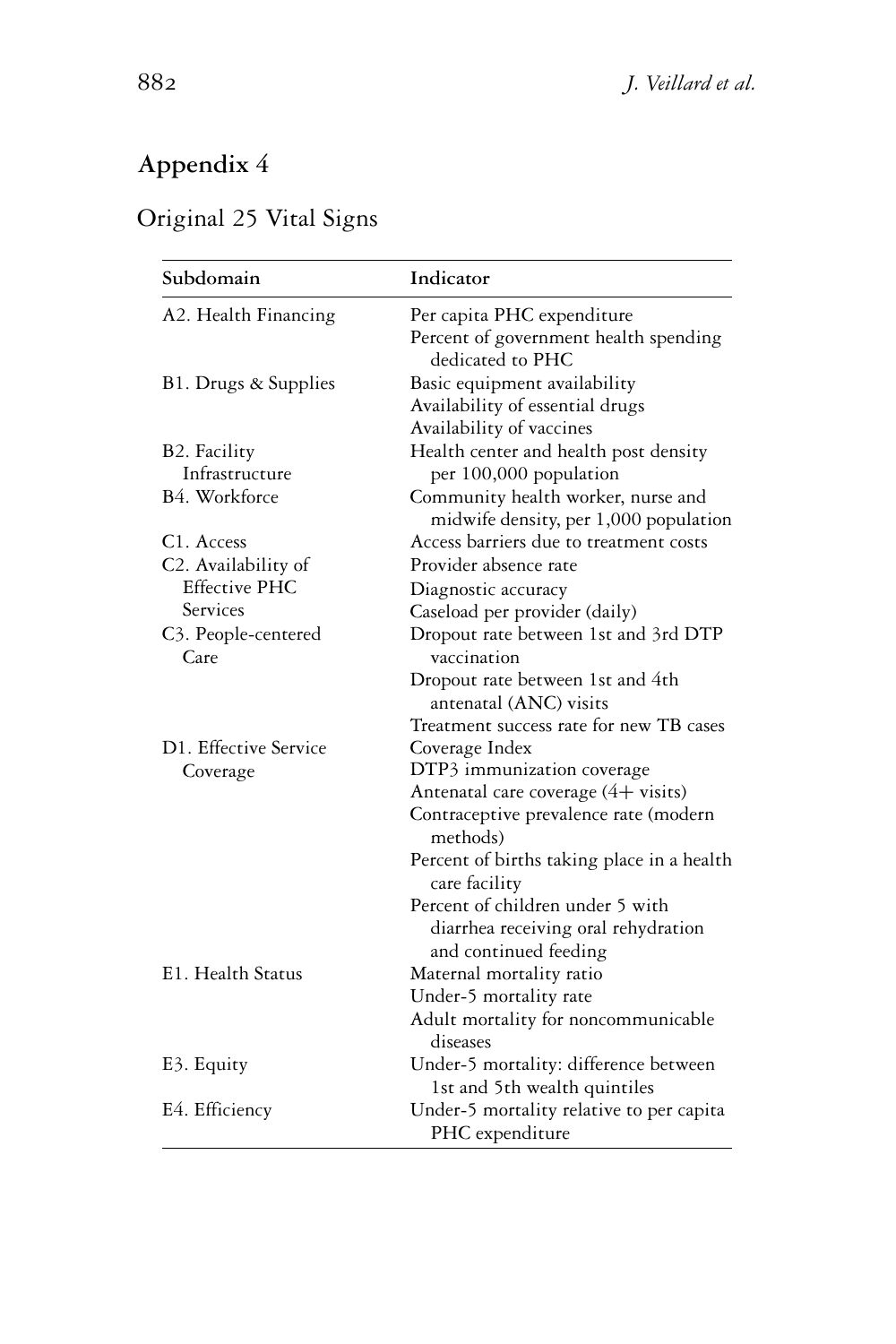## Appendix 4

### Original 25 Vital Signs

| Subdomain | Indicator |
| --- | --- |
| A2. Health Financing | Per capita PHC expenditure |
| | Percent of government health spending dedicated to PHC |
| B1. Drugs & Supplies | Basic equipment availability |
| | Availability of essential drugs |
| | Availability of vaccines |
| B2. Facility Infrastructure | Health center and health post density per 100,000 population |
| B4. Workforce | Community health worker, nurse and midwife density, per 1,000 population |
| C1. Access | Access barriers due to treatment costs |
| C2. Availability of Effective PHC Services | Provider absence rate |
| | Diagnostic accuracy |
| | Caseload per provider (daily) |
| C3. People-centered Care | Dropout rate between 1st and 3rd DTP vaccination |
| | Dropout rate between 1st and 4th antenatal (ANC) visits |
| | Treatment success rate for new TB cases |
| D1. Effective Service Coverage | Coverage Index |
| | DTP3 immunization coverage |
| | Antenatal care coverage (4+ visits) |
| | Contraceptive prevalence rate (modern methods) |
| | Percent of births taking place in a health care facility |
| | Percent of children under 5 with diarrhea receiving oral rehydration and continued feeding |
| E1. Health Status | Maternal mortality ratio |
| | Under-5 mortality rate |
| | Adult mortality for noncommunicable diseases |
| E3. Equity | Under-5 mortality: difference between 1st and 5th wealth quintiles |
| E4. Efficiency | Under-5 mortality relative to per capita PHC expenditure |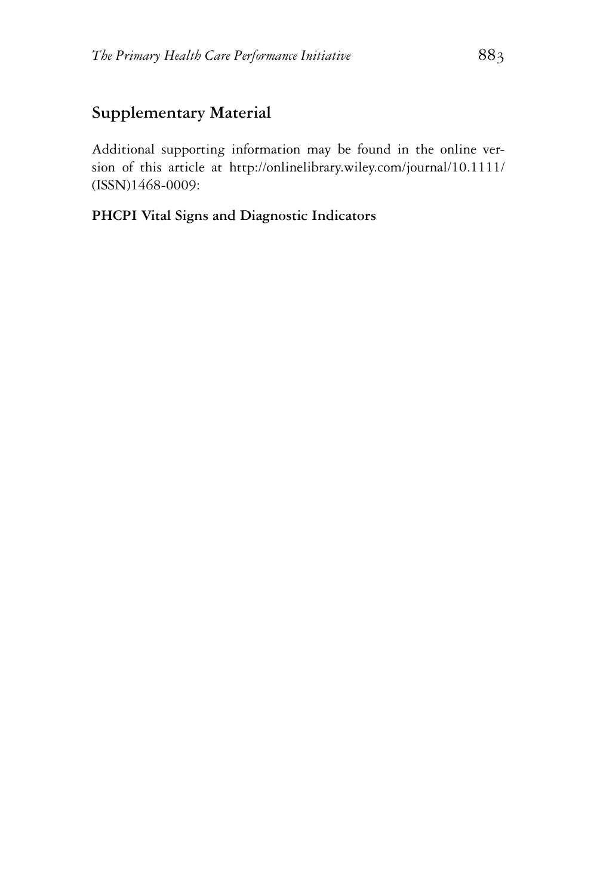## Supplementary Material

Additional supporting information may be found in the online version of this article at http://onlinelibrary.wiley.com/journal/10.1111/(ISSN)1468-0009:

**PHCPI Vital Signs and Diagnostic Indicators**